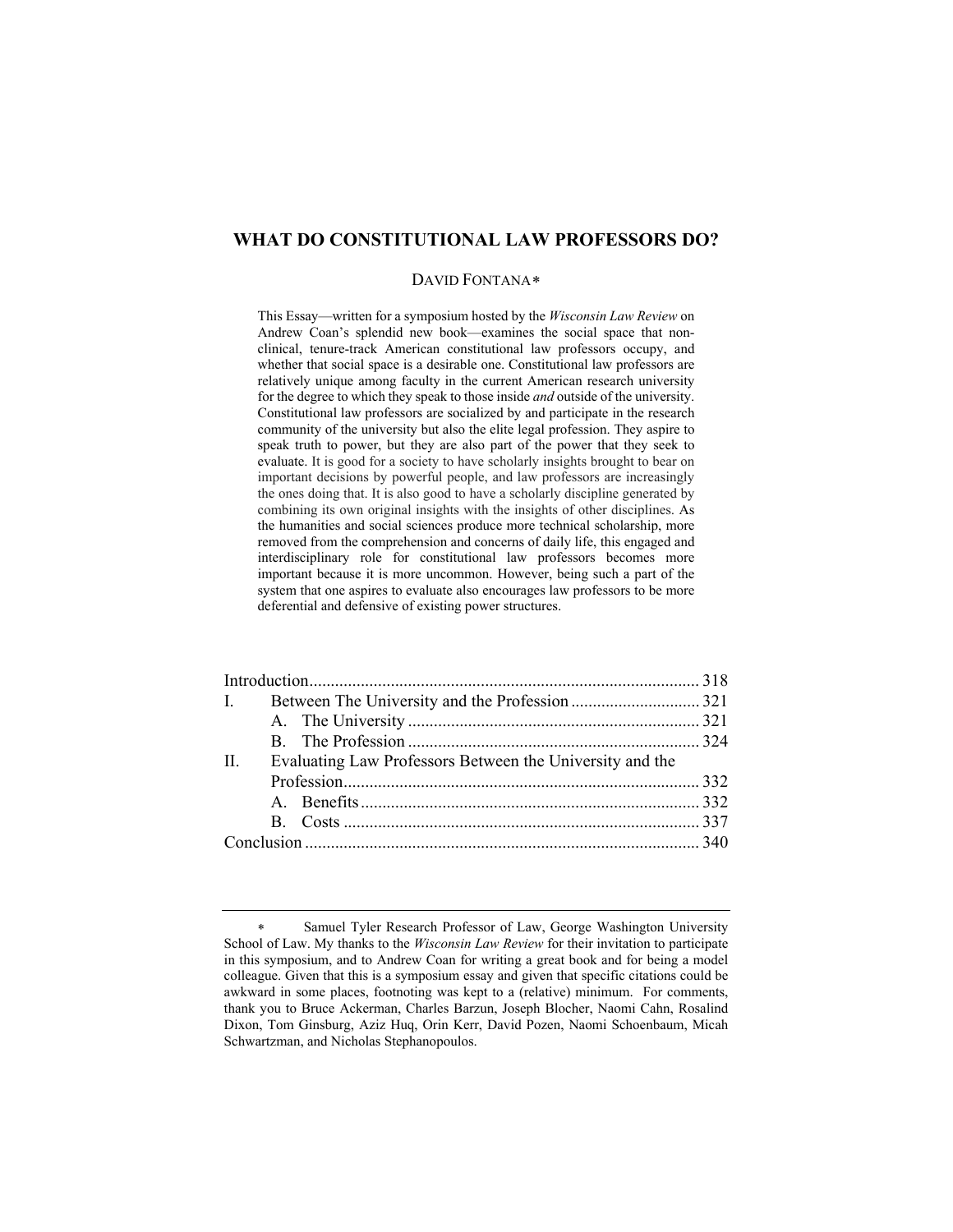# WHAT DO CONSTITUTIONAL LAW PROFESSORS DO?

DAVID FONTANA*

This Essay—written for a symposium hosted by the *Wisconsin Law Review* on Andrew Coan's splendid new book—examines the social space that non-clinical, tenure-track American constitutional law professors occupy, and whether that social space is a desirable one. Constitutional law professors are relatively unique among faculty in the current American research university for the degree to which they speak to those inside *and* outside of the university. Constitutional law professors are socialized by and participate in the research community of the university but also the elite legal profession. They aspire to speak truth to power, but they are also part of the power that they seek to evaluate. It is good for a society to have scholarly insights brought to bear on important decisions by powerful people, and law professors are increasingly the ones doing that. It is also good to have a scholarly discipline generated by combining its own original insights with the insights of other disciplines. As the humanities and social sciences produce more technical scholarship, more removed from the comprehension and concerns of daily life, this engaged and interdisciplinary role for constitutional law professors becomes more important because it is more uncommon. However, being such a part of the system that one aspires to evaluate also encourages law professors to be more deferential and defensive of existing power structures.

| | | |
|---|---|---|
| Introduction | | 318 |
| I. | Between The University and the Profession | 321 |
| | A. The University | 321 |
| | B. The Profession | 324 |
| II. | Evaluating Law Professors Between the University and the Profession | 332 |
| | A. Benefits | 332 |
| | B. Costs | 337 |
| Conclusion | | 340 |

---

\* Samuel Tyler Research Professor of Law, George Washington University School of Law. My thanks to the *Wisconsin Law Review* for their invitation to participate in this symposium, and to Andrew Coan for writing a great book and for being a model colleague. Given that this is a symposium essay and given that specific citations could be awkward in some places, footnoting was kept to a (relative) minimum. For comments, thank you to Bruce Ackerman, Charles Barzun, Joseph Blocher, Naomi Cahn, Rosalind Dixon, Tom Ginsburg, Aziz Huq, Orin Kerr, David Pozen, Naomi Schoenbaum, Micah Schwartzman, and Nicholas Stephanopoulos.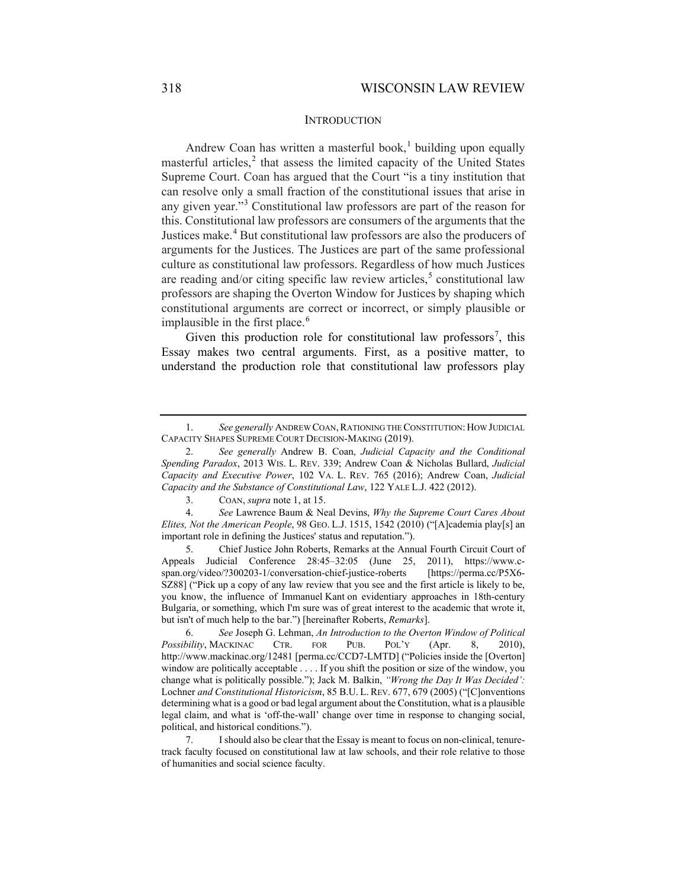## INTRODUCTION

Andrew Coan has written a masterful book,[1] building upon equally masterful articles,[2] that assess the limited capacity of the United States Supreme Court. Coan has argued that the Court "is a tiny institution that can resolve only a small fraction of the constitutional issues that arise in any given year."[3] Constitutional law professors are part of the reason for this. Constitutional law professors are consumers of the arguments that the Justices make.[4] But constitutional law professors are also the producers of arguments for the Justices. The Justices are part of the same professional culture as constitutional law professors. Regardless of how much Justices are reading and/or citing specific law review articles,[5] constitutional law professors are shaping the Overton Window for Justices by shaping which constitutional arguments are correct or incorrect, or simply plausible or implausible in the first place.[6]

Given this production role for constitutional law professors[7], this Essay makes two central arguments. First, as a positive matter, to understand the production role that constitutional law professors play

---

1. *See generally* ANDREW COAN, RATIONING THE CONSTITUTION: HOW JUDICIAL CAPACITY SHAPES SUPREME COURT DECISION-MAKING (2019).

2. *See generally* Andrew B. Coan, *Judicial Capacity and the Conditional Spending Paradox*, 2013 WIS. L. REV. 339; Andrew Coan & Nicholas Bullard, *Judicial Capacity and Executive Power*, 102 VA. L. REV. 765 (2016); Andrew Coan, *Judicial Capacity and the Substance of Constitutional Law*, 122 YALE L.J. 422 (2012).

3. COAN, *supra* note 1, at 15.

4. *See* Lawrence Baum & Neal Devins, *Why the Supreme Court Cares About Elites, Not the American People*, 98 GEO. L.J. 1515, 1542 (2010) ("[A]cademia play[s] an important role in defining the Justices' status and reputation.").

5. Chief Justice John Roberts, Remarks at the Annual Fourth Circuit Court of Appeals Judicial Conference 28:45–32:05 (June 25, 2011), https://www.c-span.org/video/?300203-1/conversation-chief-justice-roberts [https://perma.cc/P5X6-SZ88] ("Pick up a copy of any law review that you see and the first article is likely to be, you know, the influence of Immanuel Kant on evidentiary approaches in 18th-century Bulgaria, or something, which I'm sure was of great interest to the academic that wrote it, but isn't of much help to the bar.") [hereinafter Roberts, *Remarks*].

6. *See* Joseph G. Lehman, *An Introduction to the Overton Window of Political Possibility*, MACKINAC CTR. FOR PUB. POL'Y (Apr. 8, 2010), http://www.mackinac.org/12481 [perma.cc/CCD7-LMTD] ("Policies inside the [Overton] window are politically acceptable . . . . If you shift the position or size of the window, you change what is politically possible."); Jack M. Balkin, *"Wrong the Day It Was Decided':* Lochner *and Constitutional Historicism*, 85 B.U. L. REV. 677, 679 (2005) ("[C]onventions determining what is a good or bad legal argument about the Constitution, what is a plausible legal claim, and what is 'off-the-wall' change over time in response to changing social, political, and historical conditions.").

7. I should also be clear that the Essay is meant to focus on non-clinical, tenure-track faculty focused on constitutional law at law schools, and their role relative to those of humanities and social science faculty.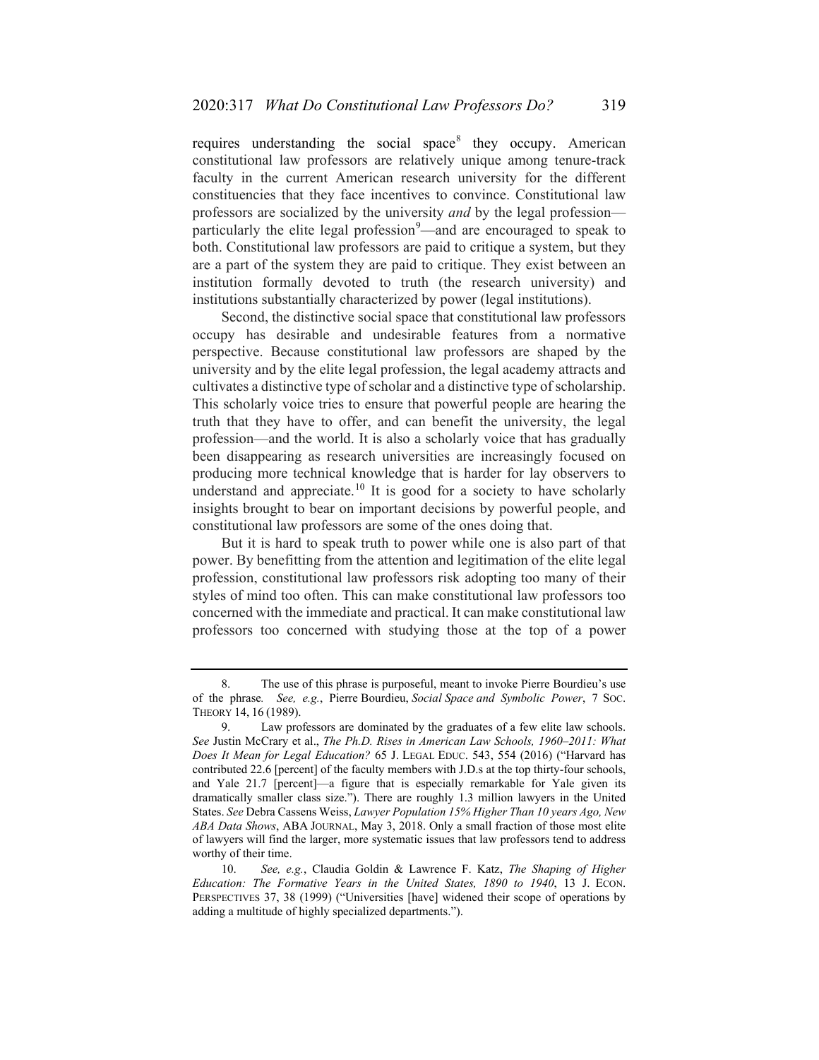requires understanding the social space[8] they occupy. American constitutional law professors are relatively unique among tenure-track faculty in the current American research university for the different constituencies that they face incentives to convince. Constitutional law professors are socialized by the university *and* by the legal profession—particularly the elite legal profession[9]—and are encouraged to speak to both. Constitutional law professors are paid to critique a system, but they are a part of the system they are paid to critique. They exist between an institution formally devoted to truth (the research university) and institutions substantially characterized by power (legal institutions).

Second, the distinctive social space that constitutional law professors occupy has desirable and undesirable features from a normative perspective. Because constitutional law professors are shaped by the university and by the elite legal profession, the legal academy attracts and cultivates a distinctive type of scholar and a distinctive type of scholarship. This scholarly voice tries to ensure that powerful people are hearing the truth that they have to offer, and can benefit the university, the legal profession—and the world. It is also a scholarly voice that has gradually been disappearing as research universities are increasingly focused on producing more technical knowledge that is harder for lay observers to understand and appreciate.[10] It is good for a society to have scholarly insights brought to bear on important decisions by powerful people, and constitutional law professors are some of the ones doing that.

But it is hard to speak truth to power while one is also part of that power. By benefitting from the attention and legitimation of the elite legal profession, constitutional law professors risk adopting too many of their styles of mind too often. This can make constitutional law professors too concerned with the immediate and practical. It can make constitutional law professors too concerned with studying those at the top of a power

---

8. The use of this phrase is purposeful, meant to invoke Pierre Bourdieu's use of the phrase*. See, e.g.*, Pierre Bourdieu, *Social Space and Symbolic Power*, 7 SOC. THEORY 14, 16 (1989).

9. Law professors are dominated by the graduates of a few elite law schools. *See* Justin McCrary et al., *The Ph.D. Rises in American Law Schools, 1960–2011: What Does It Mean for Legal Education?* 65 J. LEGAL EDUC. 543, 554 (2016) ("Harvard has contributed 22.6 [percent] of the faculty members with J.D.s at the top thirty-four schools, and Yale 21.7 [percent]—a figure that is especially remarkable for Yale given its dramatically smaller class size."). There are roughly 1.3 million lawyers in the United States. *See* Debra Cassens Weiss, *Lawyer Population 15% Higher Than 10 years Ago, New ABA Data Shows*, ABA JOURNAL, May 3, 2018. Only a small fraction of those most elite of lawyers will find the larger, more systematic issues that law professors tend to address worthy of their time.

10. *See, e.g.*, Claudia Goldin & Lawrence F. Katz, *The Shaping of Higher Education: The Formative Years in the United States, 1890 to 1940*, 13 J. ECON. PERSPECTIVES 37, 38 (1999) ("Universities [have] widened their scope of operations by adding a multitude of highly specialized departments.").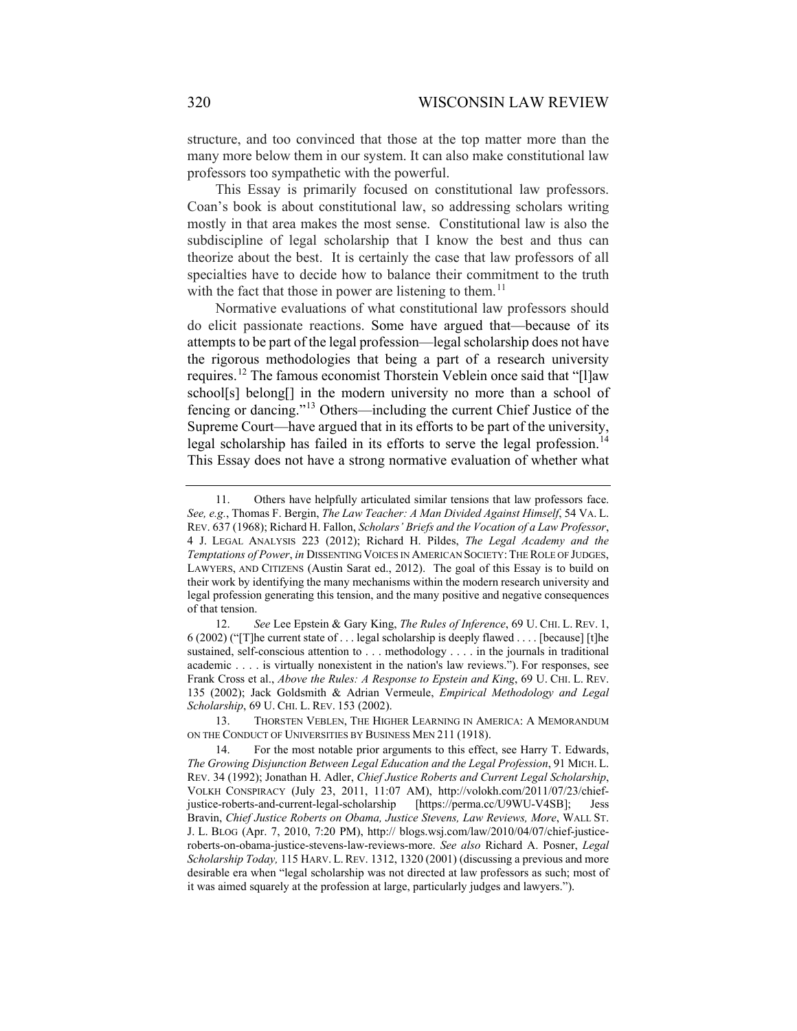structure, and too convinced that those at the top matter more than the many more below them in our system. It can also make constitutional law professors too sympathetic with the powerful.

This Essay is primarily focused on constitutional law professors. Coan's book is about constitutional law, so addressing scholars writing mostly in that area makes the most sense. Constitutional law is also the subdiscipline of legal scholarship that I know the best and thus can theorize about the best. It is certainly the case that law professors of all specialties have to decide how to balance their commitment to the truth with the fact that those in power are listening to them.[11]

Normative evaluations of what constitutional law professors should do elicit passionate reactions. Some have argued that—because of its attempts to be part of the legal profession—legal scholarship does not have the rigorous methodologies that being a part of a research university requires.[12] The famous economist Thorstein Veblein once said that "[l]aw school[s] belong[] in the modern university no more than a school of fencing or dancing."[13] Others—including the current Chief Justice of the Supreme Court—have argued that in its efforts to be part of the university, legal scholarship has failed in its efforts to serve the legal profession.[14] This Essay does not have a strong normative evaluation of whether what

---

11. Others have helpfully articulated similar tensions that law professors face. *See, e.g.*, Thomas F. Bergin, *The Law Teacher: A Man Divided Against Himself*, 54 VA. L. REV. 637 (1968); Richard H. Fallon, *Scholars' Briefs and the Vocation of a Law Professor*, 4 J. LEGAL ANALYSIS 223 (2012); Richard H. Pildes, *The Legal Academy and the Temptations of Power*, *in* DISSENTING VOICES IN AMERICAN SOCIETY: THE ROLE OF JUDGES, LAWYERS, AND CITIZENS (Austin Sarat ed., 2012). The goal of this Essay is to build on their work by identifying the many mechanisms within the modern research university and legal profession generating this tension, and the many positive and negative consequences of that tension.

12. *See* Lee Epstein & Gary King, *The Rules of Inference*, 69 U. CHI. L. REV. 1, 6 (2002) ("[T]he current state of . . . legal scholarship is deeply flawed . . . . [because] [t]he sustained, self-conscious attention to . . . methodology . . . . in the journals in traditional academic . . . . is virtually nonexistent in the nation's law reviews."). For responses, see Frank Cross et al., *Above the Rules: A Response to Epstein and King*, 69 U. CHI. L. REV. 135 (2002); Jack Goldsmith & Adrian Vermeule, *Empirical Methodology and Legal Scholarship*, 69 U. CHI. L. REV. 153 (2002).

13. THORSTEN VEBLEN, THE HIGHER LEARNING IN AMERICA: A MEMORANDUM ON THE CONDUCT OF UNIVERSITIES BY BUSINESS MEN 211 (1918).

14. For the most notable prior arguments to this effect, see Harry T. Edwards, *The Growing Disjunction Between Legal Education and the Legal Profession*, 91 MICH. L. REV. 34 (1992); Jonathan H. Adler, *Chief Justice Roberts and Current Legal Scholarship*, VOLKH CONSPIRACY (July 23, 2011, 11:07 AM), http://volokh.com/2011/07/23/chief-justice-roberts-and-current-legal-scholarship [https://perma.cc/U9WU-V4SB]; Jess Bravin, *Chief Justice Roberts on Obama, Justice Stevens, Law Reviews, More*, WALL ST. J. L. BLOG (Apr. 7, 2010, 7:20 PM), http:// blogs.wsj.com/law/2010/04/07/chief-justice-roberts-on-obama-justice-stevens-law-reviews-more. *See also* Richard A. Posner, *Legal Scholarship Today,* 115 HARV. L. REV. 1312, 1320 (2001) (discussing a previous and more desirable era when "legal scholarship was not directed at law professors as such; most of it was aimed squarely at the profession at large, particularly judges and lawyers.").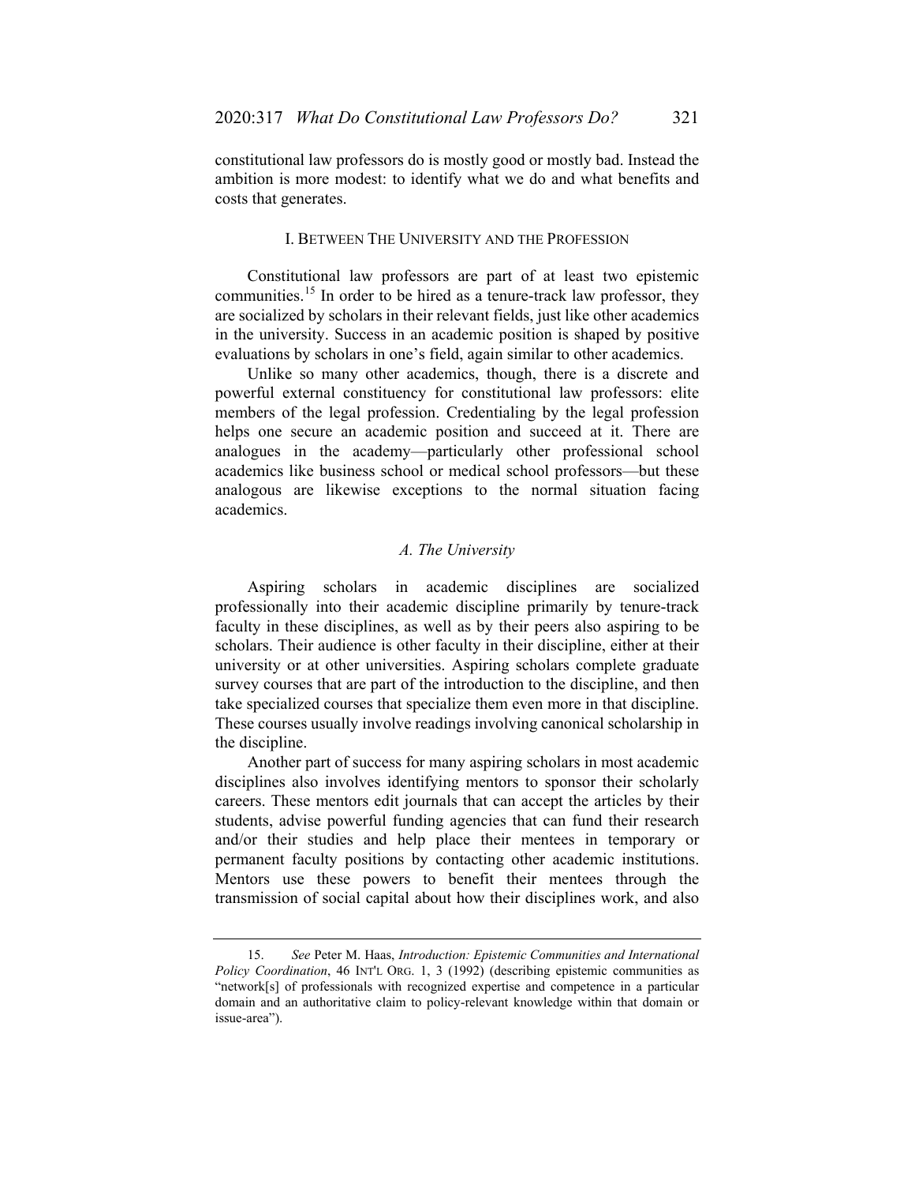constitutional law professors do is mostly good or mostly bad. Instead the ambition is more modest: to identify what we do and what benefits and costs that generates.

## I. BETWEEN THE UNIVERSITY AND THE PROFESSION

Constitutional law professors are part of at least two epistemic communities.[15] In order to be hired as a tenure-track law professor, they are socialized by scholars in their relevant fields, just like other academics in the university. Success in an academic position is shaped by positive evaluations by scholars in one's field, again similar to other academics.

Unlike so many other academics, though, there is a discrete and powerful external constituency for constitutional law professors: elite members of the legal profession. Credentialing by the legal profession helps one secure an academic position and succeed at it. There are analogues in the academy—particularly other professional school academics like business school or medical school professors—but these analogous are likewise exceptions to the normal situation facing academics.

### *A. The University*

Aspiring scholars in academic disciplines are socialized professionally into their academic discipline primarily by tenure-track faculty in these disciplines, as well as by their peers also aspiring to be scholars. Their audience is other faculty in their discipline, either at their university or at other universities. Aspiring scholars complete graduate survey courses that are part of the introduction to the discipline, and then take specialized courses that specialize them even more in that discipline. These courses usually involve readings involving canonical scholarship in the discipline.

Another part of success for many aspiring scholars in most academic disciplines also involves identifying mentors to sponsor their scholarly careers. These mentors edit journals that can accept the articles by their students, advise powerful funding agencies that can fund their research and/or their studies and help place their mentees in temporary or permanent faculty positions by contacting other academic institutions. Mentors use these powers to benefit their mentees through the transmission of social capital about how their disciplines work, and also

---

15. *See* Peter M. Haas, *Introduction: Epistemic Communities and International Policy Coordination*, 46 INT'L ORG. 1, 3 (1992) (describing epistemic communities as "network[s] of professionals with recognized expertise and competence in a particular domain and an authoritative claim to policy-relevant knowledge within that domain or issue-area").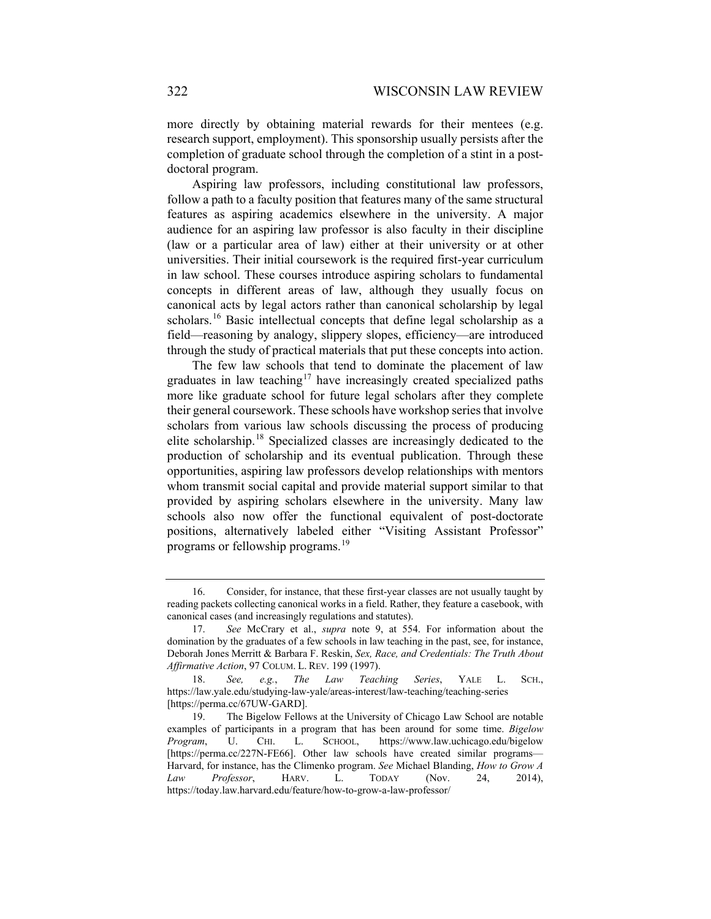more directly by obtaining material rewards for their mentees (e.g. research support, employment). This sponsorship usually persists after the completion of graduate school through the completion of a stint in a post-doctoral program.

Aspiring law professors, including constitutional law professors, follow a path to a faculty position that features many of the same structural features as aspiring academics elsewhere in the university. A major audience for an aspiring law professor is also faculty in their discipline (law or a particular area of law) either at their university or at other universities. Their initial coursework is the required first-year curriculum in law school. These courses introduce aspiring scholars to fundamental concepts in different areas of law, although they usually focus on canonical acts by legal actors rather than canonical scholarship by legal scholars.[16] Basic intellectual concepts that define legal scholarship as a field—reasoning by analogy, slippery slopes, efficiency—are introduced through the study of practical materials that put these concepts into action.

The few law schools that tend to dominate the placement of law graduates in law teaching[17] have increasingly created specialized paths more like graduate school for future legal scholars after they complete their general coursework. These schools have workshop series that involve scholars from various law schools discussing the process of producing elite scholarship.[18] Specialized classes are increasingly dedicated to the production of scholarship and its eventual publication. Through these opportunities, aspiring law professors develop relationships with mentors whom transmit social capital and provide material support similar to that provided by aspiring scholars elsewhere in the university. Many law schools also now offer the functional equivalent of post-doctorate positions, alternatively labeled either "Visiting Assistant Professor" programs or fellowship programs.[19]

---

16. Consider, for instance, that these first-year classes are not usually taught by reading packets collecting canonical works in a field. Rather, they feature a casebook, with canonical cases (and increasingly regulations and statutes).

17. *See* McCrary et al., *supra* note 9, at 554. For information about the domination by the graduates of a few schools in law teaching in the past, see, for instance, Deborah Jones Merritt & Barbara F. Reskin, *Sex, Race, and Credentials: The Truth About Affirmative Action*, 97 COLUM. L. REV. 199 (1997).

18. *See, e.g.*, *The Law Teaching Series*, YALE L. SCH., https://law.yale.edu/studying-law-yale/areas-interest/law-teaching/teaching-series [https://perma.cc/67UW-GARD].

19. The Bigelow Fellows at the University of Chicago Law School are notable examples of participants in a program that has been around for some time. *Bigelow Program*, U. CHI. L. SCHOOL, https://www.law.uchicago.edu/bigelow [https://perma.cc/227N-FE66]. Other law schools have created similar programs—Harvard, for instance, has the Climenko program. *See* Michael Blanding, *How to Grow A Law Professor*, HARV. L. TODAY (Nov. 24, 2014), https://today.law.harvard.edu/feature/how-to-grow-a-law-professor/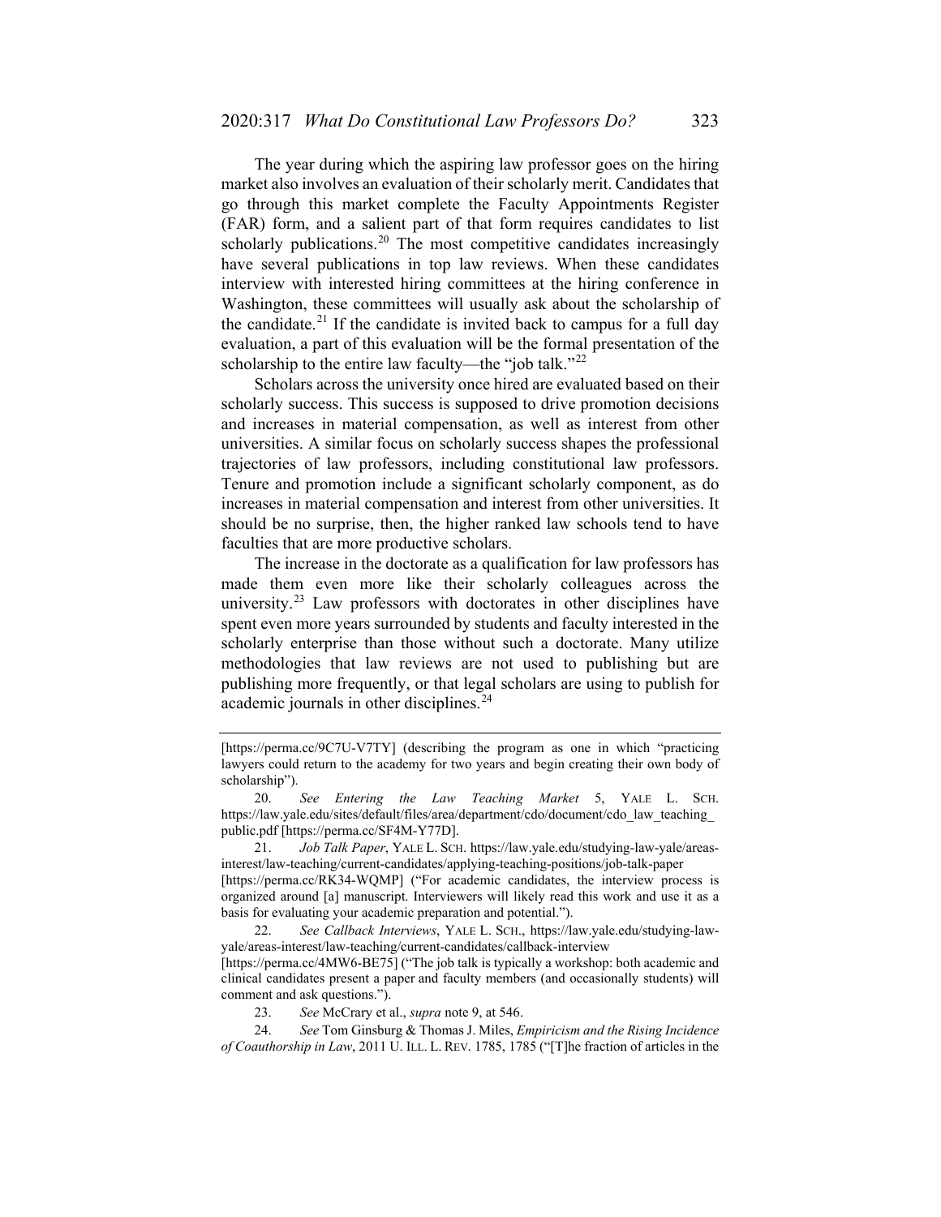The year during which the aspiring law professor goes on the hiring market also involves an evaluation of their scholarly merit. Candidates that go through this market complete the Faculty Appointments Register (FAR) form, and a salient part of that form requires candidates to list scholarly publications.[20] The most competitive candidates increasingly have several publications in top law reviews. When these candidates interview with interested hiring committees at the hiring conference in Washington, these committees will usually ask about the scholarship of the candidate.[21] If the candidate is invited back to campus for a full day evaluation, a part of this evaluation will be the formal presentation of the scholarship to the entire law faculty—the "job talk."[22]

Scholars across the university once hired are evaluated based on their scholarly success. This success is supposed to drive promotion decisions and increases in material compensation, as well as interest from other universities. A similar focus on scholarly success shapes the professional trajectories of law professors, including constitutional law professors. Tenure and promotion include a significant scholarly component, as do increases in material compensation and interest from other universities. It should be no surprise, then, the higher ranked law schools tend to have faculties that are more productive scholars.

The increase in the doctorate as a qualification for law professors has made them even more like their scholarly colleagues across the university.[23] Law professors with doctorates in other disciplines have spent even more years surrounded by students and faculty interested in the scholarly enterprise than those without such a doctorate. Many utilize methodologies that law reviews are not used to publishing but are publishing more frequently, or that legal scholars are using to publish for academic journals in other disciplines.[24]

---

[https://perma.cc/9C7U-V7TY] (describing the program as one in which "practicing lawyers could return to the academy for two years and begin creating their own body of scholarship").

20. *See Entering the Law Teaching Market* 5, YALE L. SCH. https://law.yale.edu/sites/default/files/area/department/cdo/document/cdo_law_teaching_public.pdf [https://perma.cc/SF4M-Y77D].

21. *Job Talk Paper*, YALE L. SCH. https://law.yale.edu/studying-law-yale/areas-interest/law-teaching/current-candidates/applying-teaching-positions/job-talk-paper [https://perma.cc/RK34-WQMP] ("For academic candidates, the interview process is organized around [a] manuscript. Interviewers will likely read this work and use it as a basis for evaluating your academic preparation and potential.").

22. *See Callback Interviews*, YALE L. SCH., https://law.yale.edu/studying-law-yale/areas-interest/law-teaching/current-candidates/callback-interview [https://perma.cc/4MW6-BE75] ("The job talk is typically a workshop: both academic and clinical candidates present a paper and faculty members (and occasionally students) will comment and ask questions.").

23. *See* McCrary et al., *supra* note 9, at 546.

24. *See* Tom Ginsburg & Thomas J. Miles, *Empiricism and the Rising Incidence of Coauthorship in Law*, 2011 U. ILL. L. REV. 1785, 1785 ("[T]he fraction of articles in the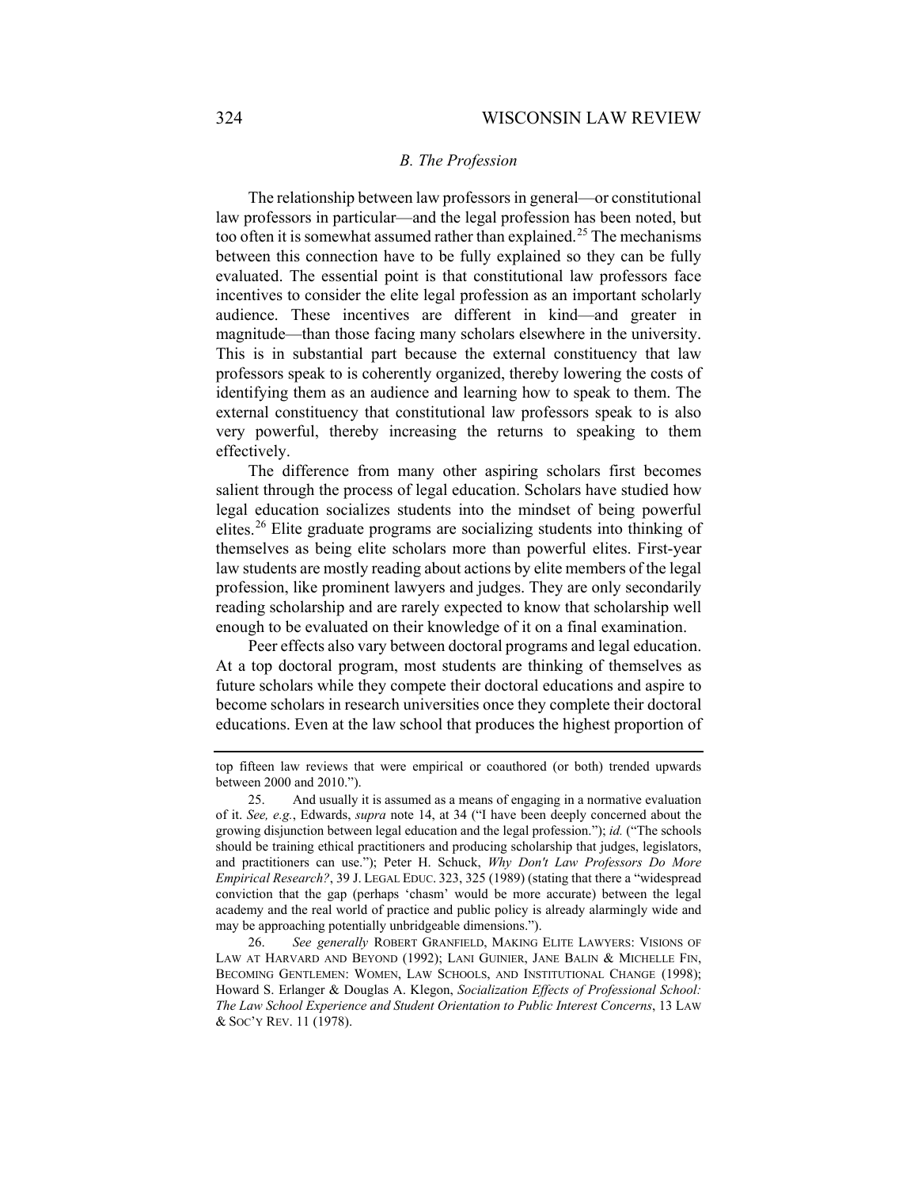### *B. The Profession*

The relationship between law professors in general—or constitutional law professors in particular—and the legal profession has been noted, but too often it is somewhat assumed rather than explained.[25] The mechanisms between this connection have to be fully explained so they can be fully evaluated. The essential point is that constitutional law professors face incentives to consider the elite legal profession as an important scholarly audience. These incentives are different in kind—and greater in magnitude—than those facing many scholars elsewhere in the university. This is in substantial part because the external constituency that law professors speak to is coherently organized, thereby lowering the costs of identifying them as an audience and learning how to speak to them. The external constituency that constitutional law professors speak to is also very powerful, thereby increasing the returns to speaking to them effectively.

The difference from many other aspiring scholars first becomes salient through the process of legal education. Scholars have studied how legal education socializes students into the mindset of being powerful elites.[26] Elite graduate programs are socializing students into thinking of themselves as being elite scholars more than powerful elites. First-year law students are mostly reading about actions by elite members of the legal profession, like prominent lawyers and judges. They are only secondarily reading scholarship and are rarely expected to know that scholarship well enough to be evaluated on their knowledge of it on a final examination.

Peer effects also vary between doctoral programs and legal education. At a top doctoral program, most students are thinking of themselves as future scholars while they compete their doctoral educations and aspire to become scholars in research universities once they complete their doctoral educations. Even at the law school that produces the highest proportion of

---

top fifteen law reviews that were empirical or coauthored (or both) trended upwards between 2000 and 2010.").

25. And usually it is assumed as a means of engaging in a normative evaluation of it. *See, e.g.*, Edwards, *supra* note 14, at 34 ("I have been deeply concerned about the growing disjunction between legal education and the legal profession."); *id.* ("The schools should be training ethical practitioners and producing scholarship that judges, legislators, and practitioners can use."); Peter H. Schuck, *Why Don't Law Professors Do More Empirical Research?*, 39 J. LEGAL EDUC. 323, 325 (1989) (stating that there a "widespread conviction that the gap (perhaps 'chasm' would be more accurate) between the legal academy and the real world of practice and public policy is already alarmingly wide and may be approaching potentially unbridgeable dimensions.").

26. *See generally* ROBERT GRANFIELD, MAKING ELITE LAWYERS: VISIONS OF LAW AT HARVARD AND BEYOND (1992); LANI GUINIER, JANE BALIN & MICHELLE FIN, BECOMING GENTLEMEN: WOMEN, LAW SCHOOLS, AND INSTITUTIONAL CHANGE (1998); Howard S. Erlanger & Douglas A. Klegon, *Socialization Effects of Professional School: The Law School Experience and Student Orientation to Public Interest Concerns*, 13 LAW & SOC'Y REV. 11 (1978).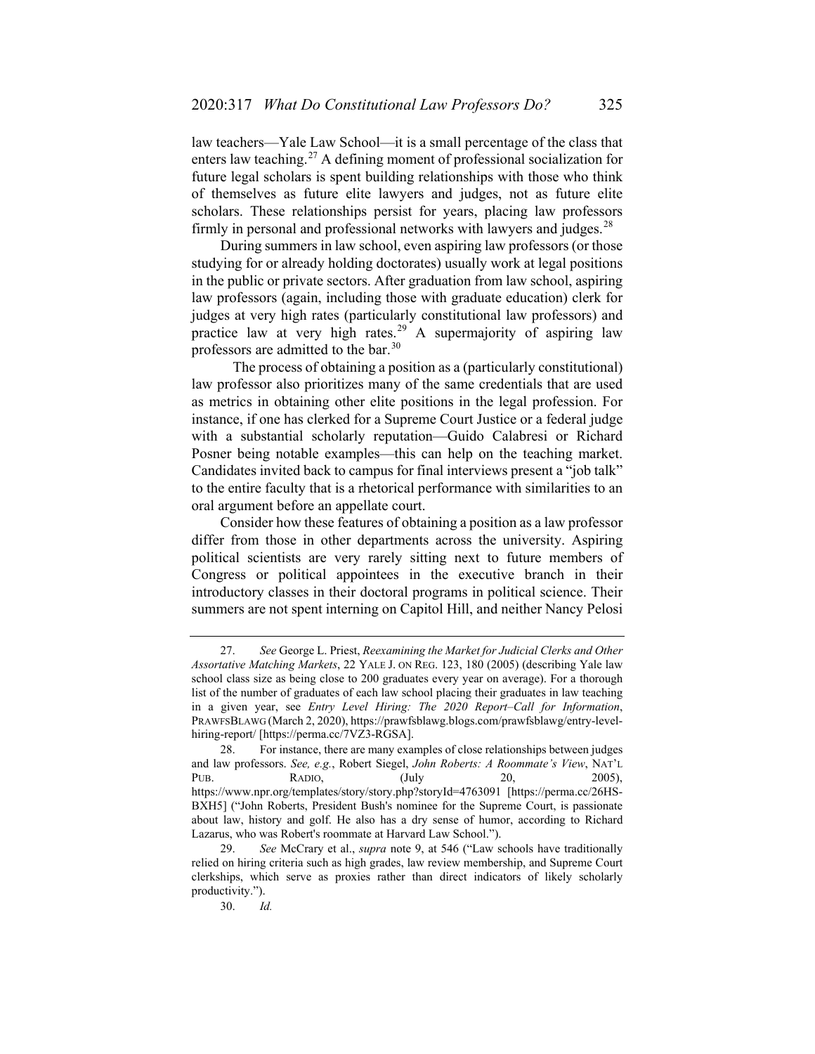law teachers—Yale Law School—it is a small percentage of the class that enters law teaching.[27] A defining moment of professional socialization for future legal scholars is spent building relationships with those who think of themselves as future elite lawyers and judges, not as future elite scholars. These relationships persist for years, placing law professors firmly in personal and professional networks with lawyers and judges.[28]

During summers in law school, even aspiring law professors (or those studying for or already holding doctorates) usually work at legal positions in the public or private sectors. After graduation from law school, aspiring law professors (again, including those with graduate education) clerk for judges at very high rates (particularly constitutional law professors) and practice law at very high rates.[29] A supermajority of aspiring law professors are admitted to the bar.[30]

The process of obtaining a position as a (particularly constitutional) law professor also prioritizes many of the same credentials that are used as metrics in obtaining other elite positions in the legal profession. For instance, if one has clerked for a Supreme Court Justice or a federal judge with a substantial scholarly reputation—Guido Calabresi or Richard Posner being notable examples—this can help on the teaching market. Candidates invited back to campus for final interviews present a "job talk" to the entire faculty that is a rhetorical performance with similarities to an oral argument before an appellate court.

Consider how these features of obtaining a position as a law professor differ from those in other departments across the university. Aspiring political scientists are very rarely sitting next to future members of Congress or political appointees in the executive branch in their introductory classes in their doctoral programs in political science. Their summers are not spent interning on Capitol Hill, and neither Nancy Pelosi

---

27. *See* George L. Priest, *Reexamining the Market for Judicial Clerks and Other Assortative Matching Markets*, 22 YALE J. ON REG. 123, 180 (2005) (describing Yale law school class size as being close to 200 graduates every year on average). For a thorough list of the number of graduates of each law school placing their graduates in law teaching in a given year, see *Entry Level Hiring: The 2020 Report–Call for Information*, PRAWFSBLAWG (March 2, 2020), https://prawfsblawg.blogs.com/prawfsblawg/entry-level-hiring-report/ [https://perma.cc/7VZ3-RGSA].

28. For instance, there are many examples of close relationships between judges and law professors. *See, e.g.*, Robert Siegel, *John Roberts: A Roommate's View*, NAT'L PUB. RADIO, (July 20, 2005), https://www.npr.org/templates/story/story.php?storyId=4763091 [https://perma.cc/26HS-BXH5] ("John Roberts, President Bush's nominee for the Supreme Court, is passionate about law, history and golf. He also has a dry sense of humor, according to Richard Lazarus, who was Robert's roommate at Harvard Law School.").

29. *See* McCrary et al., *supra* note 9, at 546 ("Law schools have traditionally relied on hiring criteria such as high grades, law review membership, and Supreme Court clerkships, which serve as proxies rather than direct indicators of likely scholarly productivity.").

30. *Id.*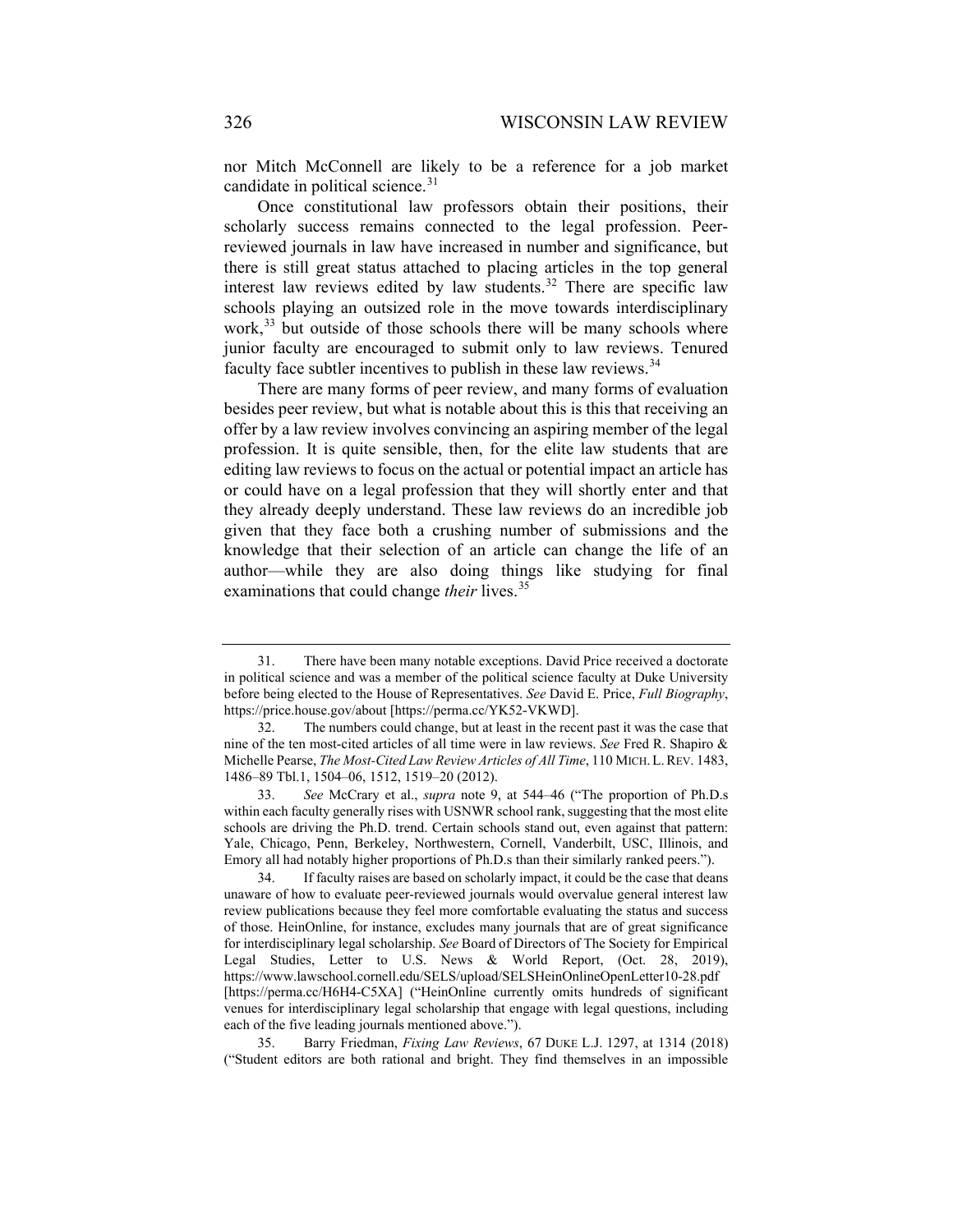nor Mitch McConnell are likely to be a reference for a job market candidate in political science.[31]

Once constitutional law professors obtain their positions, their scholarly success remains connected to the legal profession. Peer-reviewed journals in law have increased in number and significance, but there is still great status attached to placing articles in the top general interest law reviews edited by law students.[32] There are specific law schools playing an outsized role in the move towards interdisciplinary work,[33] but outside of those schools there will be many schools where junior faculty are encouraged to submit only to law reviews. Tenured faculty face subtler incentives to publish in these law reviews.[34]

There are many forms of peer review, and many forms of evaluation besides peer review, but what is notable about this is this that receiving an offer by a law review involves convincing an aspiring member of the legal profession. It is quite sensible, then, for the elite law students that are editing law reviews to focus on the actual or potential impact an article has or could have on a legal profession that they will shortly enter and that they already deeply understand. These law reviews do an incredible job given that they face both a crushing number of submissions and the knowledge that their selection of an article can change the life of an author—while they are also doing things like studying for final examinations that could change *their* lives.[35]

---

31. There have been many notable exceptions. David Price received a doctorate in political science and was a member of the political science faculty at Duke University before being elected to the House of Representatives. *See* David E. Price, *Full Biography*, https://price.house.gov/about [https://perma.cc/YK52-VKWD].

32. The numbers could change, but at least in the recent past it was the case that nine of the ten most-cited articles of all time were in law reviews. *See* Fred R. Shapiro & Michelle Pearse, *The Most-Cited Law Review Articles of All Time*, 110 MICH. L. REV. 1483, 1486–89 Tbl.1, 1504–06, 1512, 1519–20 (2012).

33. *See* McCrary et al., *supra* note 9, at 544–46 ("The proportion of Ph.D.s within each faculty generally rises with USNWR school rank, suggesting that the most elite schools are driving the Ph.D. trend. Certain schools stand out, even against that pattern: Yale, Chicago, Penn, Berkeley, Northwestern, Cornell, Vanderbilt, USC, Illinois, and Emory all had notably higher proportions of Ph.D.s than their similarly ranked peers.").

34. If faculty raises are based on scholarly impact, it could be the case that deans unaware of how to evaluate peer-reviewed journals would overvalue general interest law review publications because they feel more comfortable evaluating the status and success of those. HeinOnline, for instance, excludes many journals that are of great significance for interdisciplinary legal scholarship. *See* Board of Directors of The Society for Empirical Legal Studies, Letter to U.S. News & World Report, (Oct. 28, 2019), https://www.lawschool.cornell.edu/SELS/upload/SELSHeinOnlineOpenLetter10-28.pdf [https://perma.cc/H6H4-C5XA] ("HeinOnline currently omits hundreds of significant venues for interdisciplinary legal scholarship that engage with legal questions, including each of the five leading journals mentioned above.").

35. Barry Friedman, *Fixing Law Reviews*, 67 DUKE L.J. 1297, at 1314 (2018) ("Student editors are both rational and bright. They find themselves in an impossible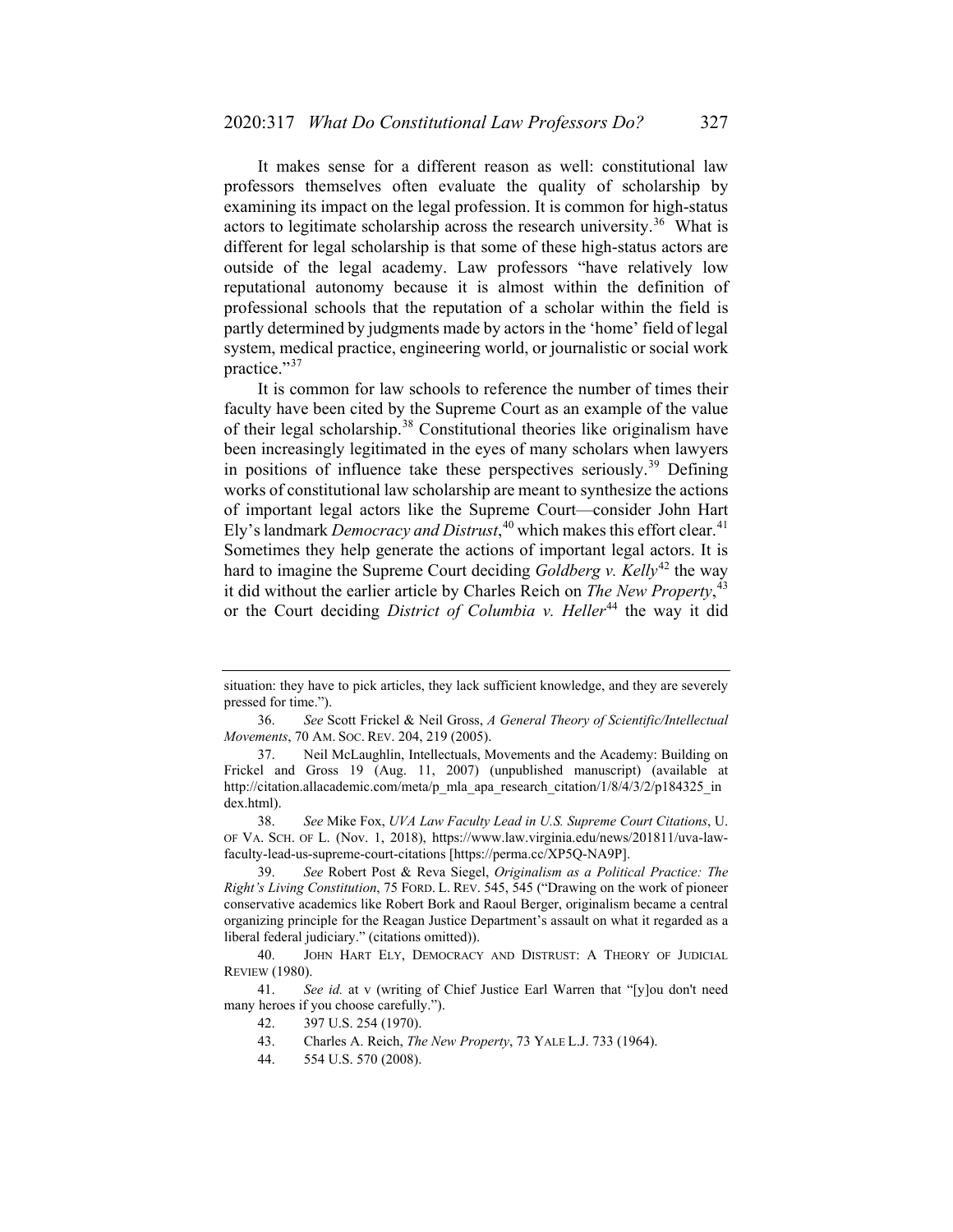It makes sense for a different reason as well: constitutional law professors themselves often evaluate the quality of scholarship by examining its impact on the legal profession. It is common for high-status actors to legitimate scholarship across the research university.[36] What is different for legal scholarship is that some of these high-status actors are outside of the legal academy. Law professors "have relatively low reputational autonomy because it is almost within the definition of professional schools that the reputation of a scholar within the field is partly determined by judgments made by actors in the 'home' field of legal system, medical practice, engineering world, or journalistic or social work practice."[37]

It is common for law schools to reference the number of times their faculty have been cited by the Supreme Court as an example of the value of their legal scholarship.[38] Constitutional theories like originalism have been increasingly legitimated in the eyes of many scholars when lawyers in positions of influence take these perspectives seriously.[39] Defining works of constitutional law scholarship are meant to synthesize the actions of important legal actors like the Supreme Court—consider John Hart Ely's landmark *Democracy and Distrust*,[40] which makes this effort clear.[41] Sometimes they help generate the actions of important legal actors. It is hard to imagine the Supreme Court deciding *Goldberg v. Kelly*[42] the way it did without the earlier article by Charles Reich on *The New Property*,[43] or the Court deciding *District of Columbia v. Heller*[44] the way it did

---

situation: they have to pick articles, they lack sufficient knowledge, and they are severely pressed for time.").

36. *See* Scott Frickel & Neil Gross, *A General Theory of Scientific/Intellectual Movements*, 70 AM. SOC. REV. 204, 219 (2005).

37. Neil McLaughlin, Intellectuals, Movements and the Academy: Building on Frickel and Gross 19 (Aug. 11, 2007) (unpublished manuscript) (available at http://citation.allacademic.com/meta/p_mla_apa_research_citation/1/8/4/3/2/p184325_index.html).

38. *See* Mike Fox, *UVA Law Faculty Lead in U.S. Supreme Court Citations*, U. OF VA. SCH. OF L. (Nov. 1, 2018), https://www.law.virginia.edu/news/201811/uva-law-faculty-lead-us-supreme-court-citations [https://perma.cc/XP5Q-NA9P].

39. *See* Robert Post & Reva Siegel, *Originalism as a Political Practice: The Right's Living Constitution*, 75 FORD. L. REV. 545, 545 ("Drawing on the work of pioneer conservative academics like Robert Bork and Raoul Berger, originalism became a central organizing principle for the Reagan Justice Department's assault on what it regarded as a liberal federal judiciary." (citations omitted)).

40. JOHN HART ELY, DEMOCRACY AND DISTRUST: A THEORY OF JUDICIAL REVIEW (1980).

41. *See id.* at v (writing of Chief Justice Earl Warren that "[y]ou don't need many heroes if you choose carefully.").

42. 397 U.S. 254 (1970).

43. Charles A. Reich, *The New Property*, 73 YALE L.J. 733 (1964).

44. 554 U.S. 570 (2008).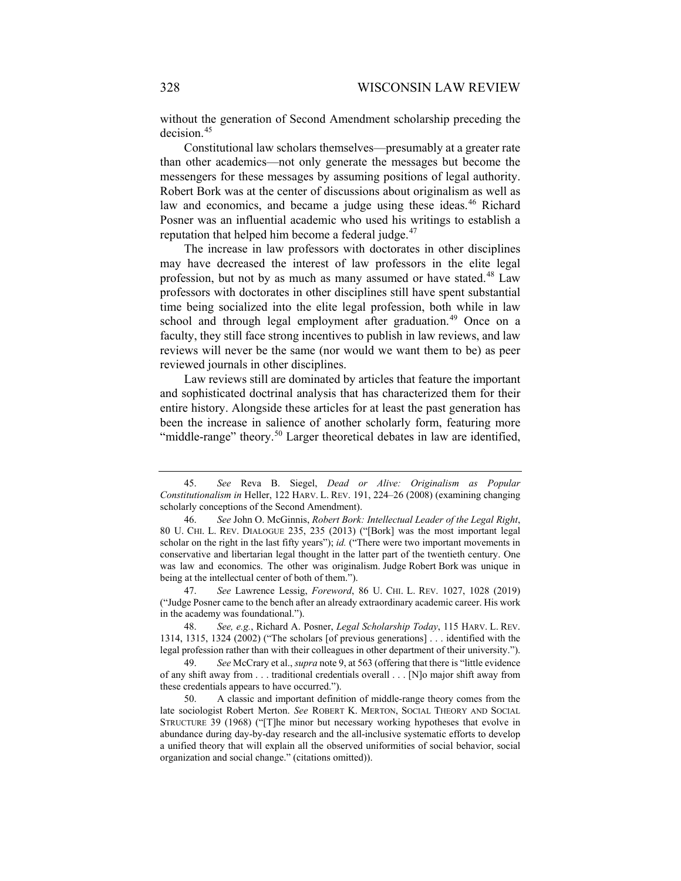without the generation of Second Amendment scholarship preceding the decision.[45]

Constitutional law scholars themselves—presumably at a greater rate than other academics—not only generate the messages but become the messengers for these messages by assuming positions of legal authority. Robert Bork was at the center of discussions about originalism as well as law and economics, and became a judge using these ideas.[46] Richard Posner was an influential academic who used his writings to establish a reputation that helped him become a federal judge.[47]

The increase in law professors with doctorates in other disciplines may have decreased the interest of law professors in the elite legal profession, but not by as much as many assumed or have stated.[48] Law professors with doctorates in other disciplines still have spent substantial time being socialized into the elite legal profession, both while in law school and through legal employment after graduation.[49] Once on a faculty, they still face strong incentives to publish in law reviews, and law reviews will never be the same (nor would we want them to be) as peer reviewed journals in other disciplines.

Law reviews still are dominated by articles that feature the important and sophisticated doctrinal analysis that has characterized them for their entire history. Alongside these articles for at least the past generation has been the increase in salience of another scholarly form, featuring more "middle-range" theory.[50] Larger theoretical debates in law are identified,

---

45. *See* Reva B. Siegel, *Dead or Alive: Originalism as Popular Constitutionalism in* Heller, 122 HARV. L. REV. 191, 224–26 (2008) (examining changing scholarly conceptions of the Second Amendment).

46. *See* John O. McGinnis, *Robert Bork: Intellectual Leader of the Legal Right*, 80 U. CHI. L. REV. DIALOGUE 235, 235 (2013) ("[Bork] was the most important legal scholar on the right in the last fifty years"); *id.* ("There were two important movements in conservative and libertarian legal thought in the latter part of the twentieth century. One was law and economics. The other was originalism. Judge Robert Bork was unique in being at the intellectual center of both of them.").

47. *See* Lawrence Lessig, *Foreword*, 86 U. CHI. L. REV. 1027, 1028 (2019) ("Judge Posner came to the bench after an already extraordinary academic career. His work in the academy was foundational.").

48. *See, e.g.*, Richard A. Posner, *Legal Scholarship Today*, 115 HARV. L. REV. 1314, 1315, 1324 (2002) ("The scholars [of previous generations] . . . identified with the legal profession rather than with their colleagues in other department of their university.").

49. *See* McCrary et al., *supra* note 9, at 563 (offering that there is "little evidence of any shift away from . . . traditional credentials overall . . . [N]o major shift away from these credentials appears to have occurred.").

50. A classic and important definition of middle-range theory comes from the late sociologist Robert Merton. *See* ROBERT K. MERTON, SOCIAL THEORY AND SOCIAL STRUCTURE 39 (1968) ("[T]he minor but necessary working hypotheses that evolve in abundance during day-by-day research and the all-inclusive systematic efforts to develop a unified theory that will explain all the observed uniformities of social behavior, social organization and social change." (citations omitted)).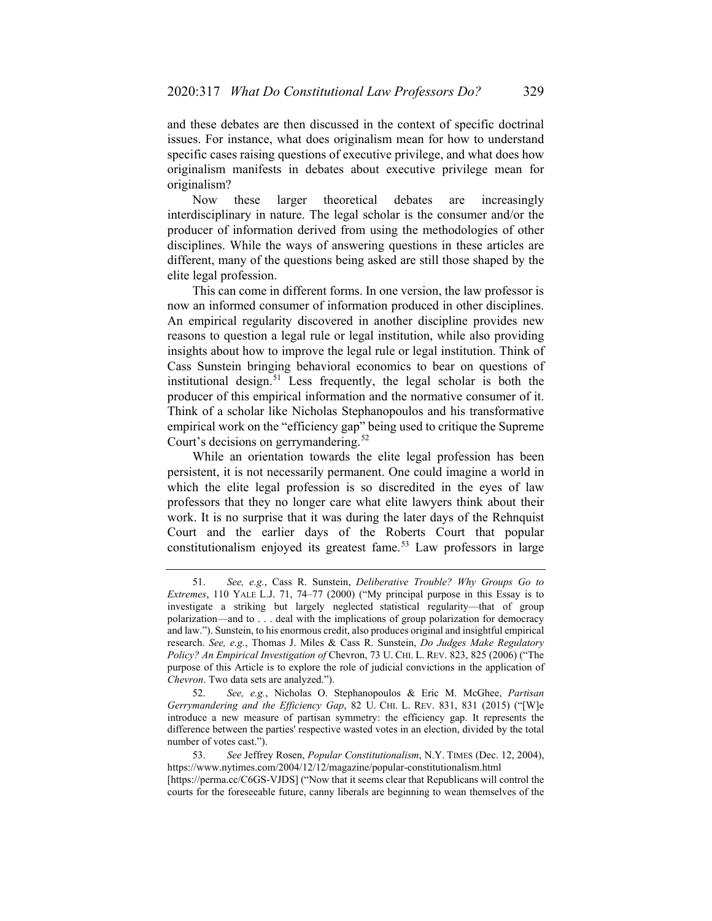and these debates are then discussed in the context of specific doctrinal issues. For instance, what does originalism mean for how to understand specific cases raising questions of executive privilege, and what does how originalism manifests in debates about executive privilege mean for originalism?

Now these larger theoretical debates are increasingly interdisciplinary in nature. The legal scholar is the consumer and/or the producer of information derived from using the methodologies of other disciplines. While the ways of answering questions in these articles are different, many of the questions being asked are still those shaped by the elite legal profession.

This can come in different forms. In one version, the law professor is now an informed consumer of information produced in other disciplines. An empirical regularity discovered in another discipline provides new reasons to question a legal rule or legal institution, while also providing insights about how to improve the legal rule or legal institution. Think of Cass Sunstein bringing behavioral economics to bear on questions of institutional design.[51] Less frequently, the legal scholar is both the producer of this empirical information and the normative consumer of it. Think of a scholar like Nicholas Stephanopoulos and his transformative empirical work on the "efficiency gap" being used to critique the Supreme Court's decisions on gerrymandering.[52]

While an orientation towards the elite legal profession has been persistent, it is not necessarily permanent. One could imagine a world in which the elite legal profession is so discredited in the eyes of law professors that they no longer care what elite lawyers think about their work. It is no surprise that it was during the later days of the Rehnquist Court and the earlier days of the Roberts Court that popular constitutionalism enjoyed its greatest fame.[53] Law professors in large

---

51. *See, e.g.*, Cass R. Sunstein, *Deliberative Trouble? Why Groups Go to Extremes*, 110 YALE L.J. 71, 74–77 (2000) ("My principal purpose in this Essay is to investigate a striking but largely neglected statistical regularity—that of group polarization—and to . . . deal with the implications of group polarization for democracy and law."). Sunstein, to his enormous credit, also produces original and insightful empirical research. *See, e.g.*, Thomas J. Miles & Cass R. Sunstein, *Do Judges Make Regulatory Policy? An Empirical Investigation of* Chevron, 73 U. CHI. L. REV. 823, 825 (2006) ("The purpose of this Article is to explore the role of judicial convictions in the application of *Chevron*. Two data sets are analyzed.").

52. *See, e.g.*, Nicholas O. Stephanopoulos & Eric M. McGhee, *Partisan Gerrymandering and the Efficiency Gap*, 82 U. CHI. L. REV. 831, 831 (2015) ("[W]e introduce a new measure of partisan symmetry: the efficiency gap. It represents the difference between the parties' respective wasted votes in an election, divided by the total number of votes cast.").

53. *See* Jeffrey Rosen, *Popular Constitutionalism*, N.Y. TIMES (Dec. 12, 2004), https://www.nytimes.com/2004/12/12/magazine/popular-constitutionalism.html [https://perma.cc/C6GS-VJDS] ("Now that it seems clear that Republicans will control the courts for the foreseeable future, canny liberals are beginning to wean themselves of the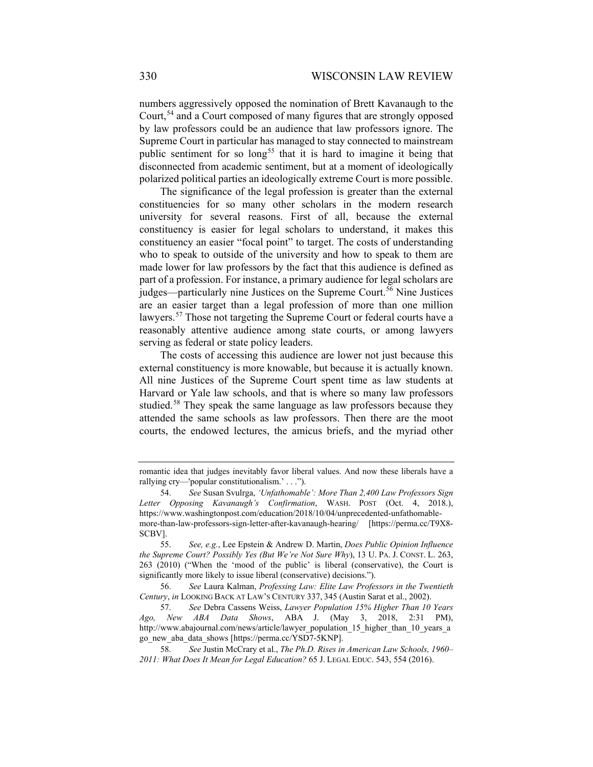numbers aggressively opposed the nomination of Brett Kavanaugh to the Court,[54] and a Court composed of many figures that are strongly opposed by law professors could be an audience that law professors ignore. The Supreme Court in particular has managed to stay connected to mainstream public sentiment for so long[55] that it is hard to imagine it being that disconnected from academic sentiment, but at a moment of ideologically polarized political parties an ideologically extreme Court is more possible.

The significance of the legal profession is greater than the external constituencies for so many other scholars in the modern research university for several reasons. First of all, because the external constituency is easier for legal scholars to understand, it makes this constituency an easier "focal point" to target. The costs of understanding who to speak to outside of the university and how to speak to them are made lower for law professors by the fact that this audience is defined as part of a profession. For instance, a primary audience for legal scholars are judges—particularly nine Justices on the Supreme Court.[56] Nine Justices are an easier target than a legal profession of more than one million lawyers.[57] Those not targeting the Supreme Court or federal courts have a reasonably attentive audience among state courts, or among lawyers serving as federal or state policy leaders.

The costs of accessing this audience are lower not just because this external constituency is more knowable, but because it is actually known. All nine Justices of the Supreme Court spent time as law students at Harvard or Yale law schools, and that is where so many law professors studied.[58] They speak the same language as law professors because they attended the same schools as law professors. Then there are the moot courts, the endowed lectures, the amicus briefs, and the myriad other

---

romantic idea that judges inevitably favor liberal values. And now these liberals have a rallying cry—'popular constitutionalism.' . . .").

54. *See* Susan Svulrga, *'Unfathomable': More Than 2,400 Law Professors Sign Letter Opposing Kavanaugh's Confirmation*, WASH. POST (Oct. 4, 2018.), https://www.washingtonpost.com/education/2018/10/04/unprecedented-unfathomable-more-than-law-professors-sign-letter-after-kavanaugh-hearing/ [https://perma.cc/T9X8-SCBV].

55. *See, e.g.*, Lee Epstein & Andrew D. Martin, *Does Public Opinion Influence the Supreme Court? Possibly Yes (But We're Not Sure Why)*, 13 U. PA. J. CONST. L. 263, 263 (2010) ("When the 'mood of the public' is liberal (conservative), the Court is significantly more likely to issue liberal (conservative) decisions.").

56. *See* Laura Kalman, *Professing Law: Elite Law Professors in the Twentieth Century*, *in* LOOKING BACK AT LAW'S CENTURY 337, 345 (Austin Sarat et al., 2002).

57. *See* Debra Cassens Weiss, *Lawyer Population 15% Higher Than 10 Years Ago, New ABA Data Shows*, ABA J. (May 3, 2018, 2:31 PM), http://www.abajournal.com/news/article/lawyer_population_15_higher_than_10_years_ago_new_aba_data_shows [https://perma.cc/YSD7-5KNP].

58. *See* Justin McCrary et al., *The Ph.D. Rises in American Law Schools, 1960–2011: What Does It Mean for Legal Education?* 65 J. LEGAL EDUC. 543, 554 (2016).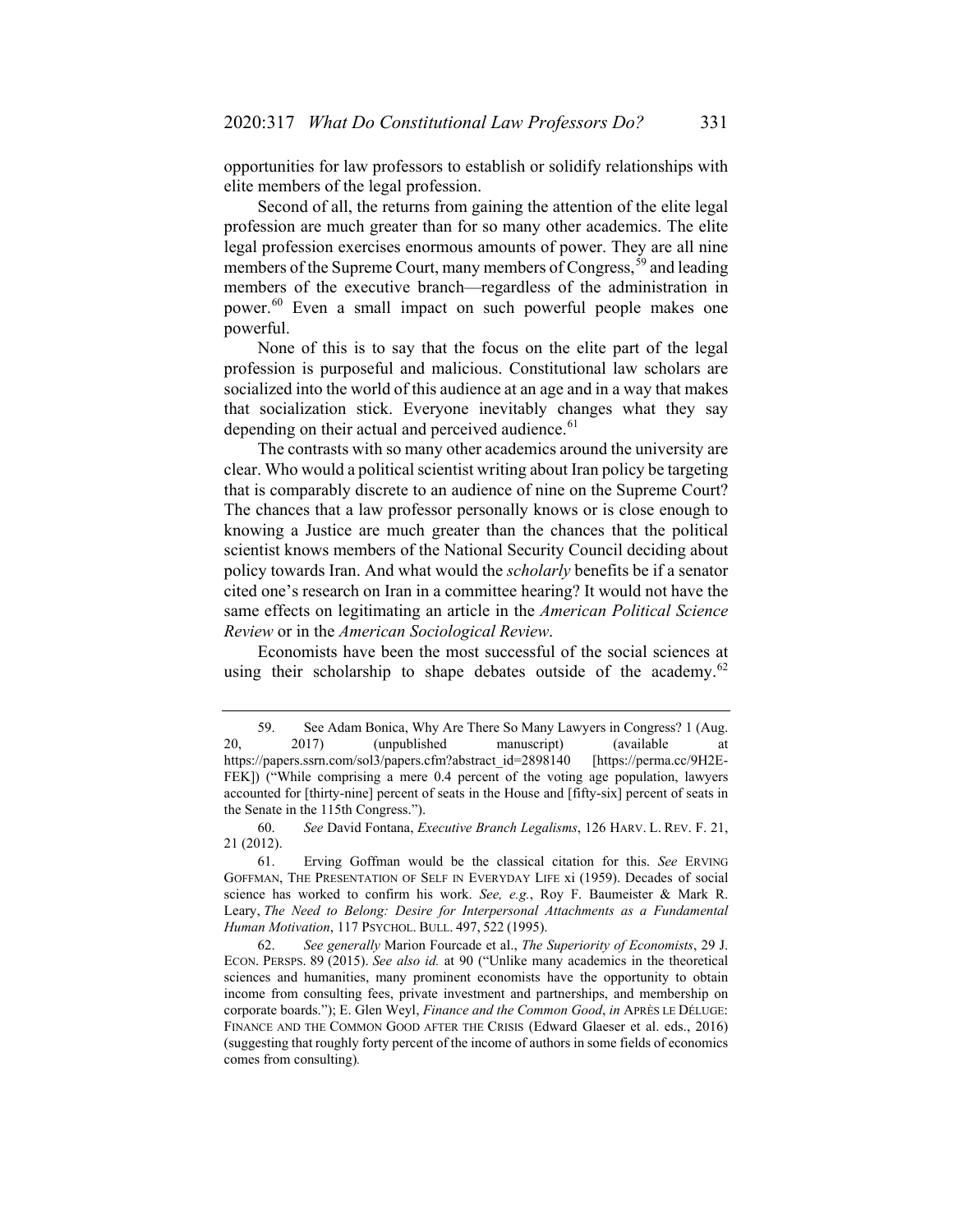opportunities for law professors to establish or solidify relationships with elite members of the legal profession.

Second of all, the returns from gaining the attention of the elite legal profession are much greater than for so many other academics. The elite legal profession exercises enormous amounts of power. They are all nine members of the Supreme Court, many members of Congress,[59] and leading members of the executive branch—regardless of the administration in power.[60] Even a small impact on such powerful people makes one powerful.

None of this is to say that the focus on the elite part of the legal profession is purposeful and malicious. Constitutional law scholars are socialized into the world of this audience at an age and in a way that makes that socialization stick. Everyone inevitably changes what they say depending on their actual and perceived audience.[61]

The contrasts with so many other academics around the university are clear. Who would a political scientist writing about Iran policy be targeting that is comparably discrete to an audience of nine on the Supreme Court? The chances that a law professor personally knows or is close enough to knowing a Justice are much greater than the chances that the political scientist knows members of the National Security Council deciding about policy towards Iran. And what would the *scholarly* benefits be if a senator cited one's research on Iran in a committee hearing? It would not have the same effects on legitimating an article in the *American Political Science Review* or in the *American Sociological Review*.

Economists have been the most successful of the social sciences at using their scholarship to shape debates outside of the academy.[62]

---

59. See Adam Bonica, Why Are There So Many Lawyers in Congress? 1 (Aug. 20, 2017) (unpublished manuscript) (available at https://papers.ssrn.com/sol3/papers.cfm?abstract_id=2898140 [https://perma.cc/9H2E-FEK]) ("While comprising a mere 0.4 percent of the voting age population, lawyers accounted for [thirty-nine] percent of seats in the House and [fifty-six] percent of seats in the Senate in the 115th Congress.").

60. *See* David Fontana, *Executive Branch Legalisms*, 126 HARV. L. REV. F. 21, 21 (2012).

61. Erving Goffman would be the classical citation for this. *See* ERVING GOFFMAN, THE PRESENTATION OF SELF IN EVERYDAY LIFE xi (1959). Decades of social science has worked to confirm his work. *See, e.g.*, Roy F. Baumeister & Mark R. Leary, *The Need to Belong: Desire for Interpersonal Attachments as a Fundamental Human Motivation*, 117 PSYCHOL. BULL. 497, 522 (1995).

62. *See generally* Marion Fourcade et al., *The Superiority of Economists*, 29 J. ECON. PERSPS. 89 (2015). *See also id.* at 90 ("Unlike many academics in the theoretical sciences and humanities, many prominent economists have the opportunity to obtain income from consulting fees, private investment and partnerships, and membership on corporate boards."); E. Glen Weyl, *Finance and the Common Good*, *in* APRÈS LE DÉLUGE: FINANCE AND THE COMMON GOOD AFTER THE CRISIS (Edward Glaeser et al. eds., 2016) (suggesting that roughly forty percent of the income of authors in some fields of economics comes from consulting).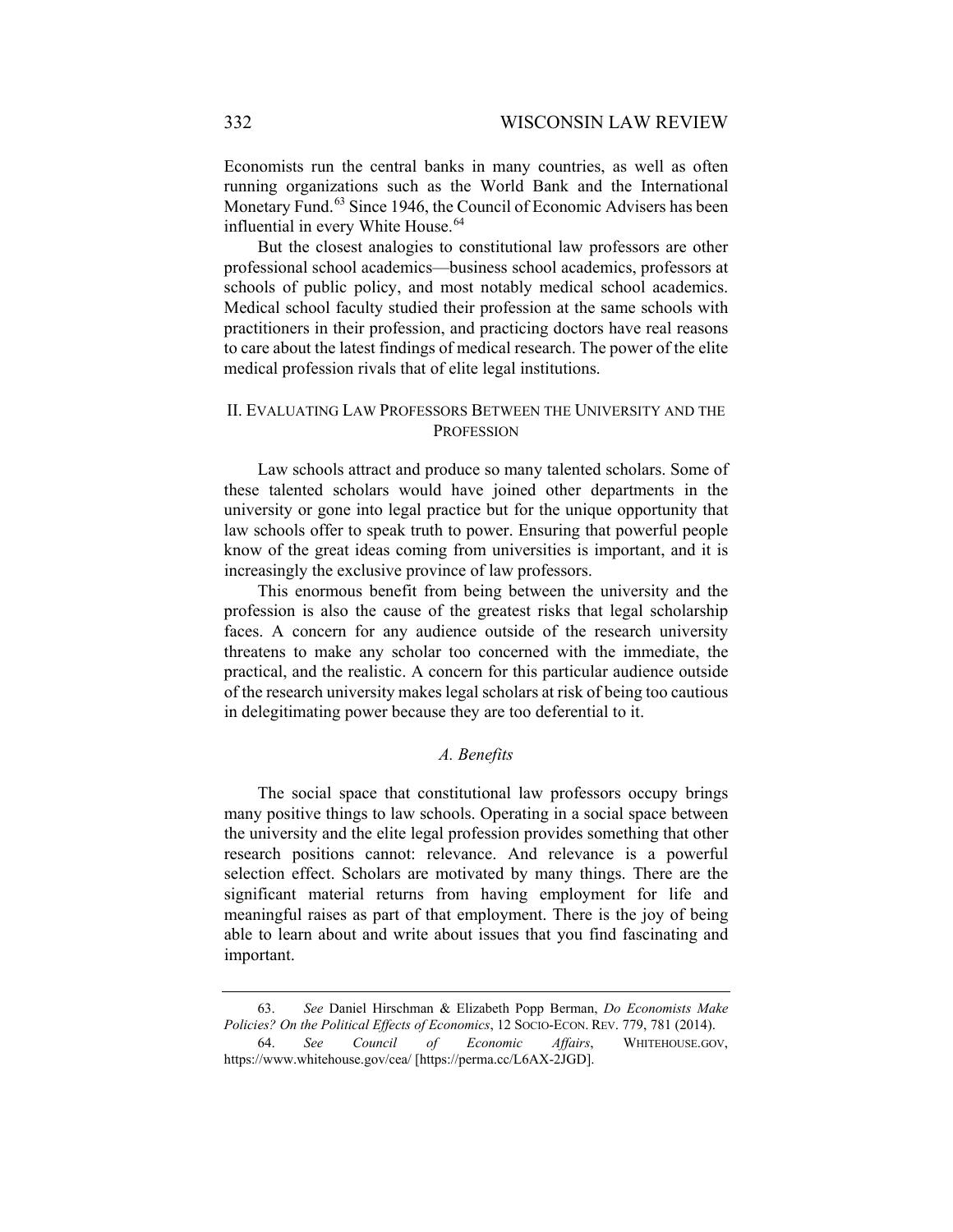Economists run the central banks in many countries, as well as often running organizations such as the World Bank and the International Monetary Fund.[63] Since 1946, the Council of Economic Advisers has been influential in every White House.[64]

But the closest analogies to constitutional law professors are other professional school academics—business school academics, professors at schools of public policy, and most notably medical school academics. Medical school faculty studied their profession at the same schools with practitioners in their profession, and practicing doctors have real reasons to care about the latest findings of medical research. The power of the elite medical profession rivals that of elite legal institutions.

## II. Evaluating Law Professors Between the University and the Profession

Law schools attract and produce so many talented scholars. Some of these talented scholars would have joined other departments in the university or gone into legal practice but for the unique opportunity that law schools offer to speak truth to power. Ensuring that powerful people know of the great ideas coming from universities is important, and it is increasingly the exclusive province of law professors.

This enormous benefit from being between the university and the profession is also the cause of the greatest risks that legal scholarship faces. A concern for any audience outside of the research university threatens to make any scholar too concerned with the immediate, the practical, and the realistic. A concern for this particular audience outside of the research university makes legal scholars at risk of being too cautious in delegitimating power because they are too deferential to it.

### *A. Benefits*

The social space that constitutional law professors occupy brings many positive things to law schools. Operating in a social space between the university and the elite legal profession provides something that other research positions cannot: relevance. And relevance is a powerful selection effect. Scholars are motivated by many things. There are the significant material returns from having employment for life and meaningful raises as part of that employment. There is the joy of being able to learn about and write about issues that you find fascinating and important.

---

63. *See* Daniel Hirschman & Elizabeth Popp Berman, *Do Economists Make Policies? On the Political Effects of Economics*, 12 SOCIO-ECON. REV. 779, 781 (2014).

64. *See Council of Economic Affairs*, WHITEHOUSE.GOV, https://www.whitehouse.gov/cea/ [https://perma.cc/L6AX-2JGD].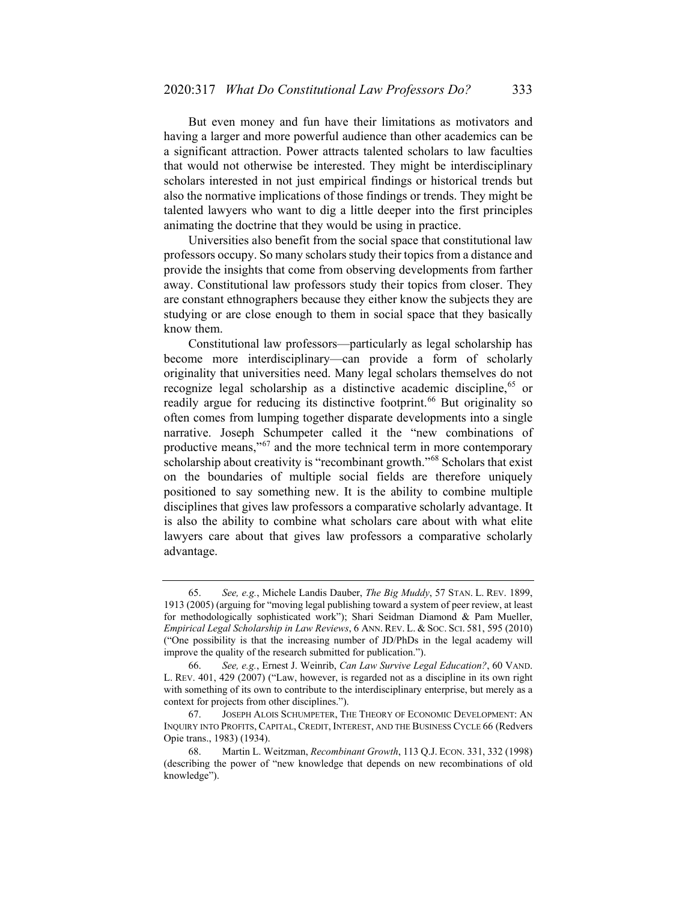But even money and fun have their limitations as motivators and having a larger and more powerful audience than other academics can be a significant attraction. Power attracts talented scholars to law faculties that would not otherwise be interested. They might be interdisciplinary scholars interested in not just empirical findings or historical trends but also the normative implications of those findings or trends. They might be talented lawyers who want to dig a little deeper into the first principles animating the doctrine that they would be using in practice.

Universities also benefit from the social space that constitutional law professors occupy. So many scholars study their topics from a distance and provide the insights that come from observing developments from farther away. Constitutional law professors study their topics from closer. They are constant ethnographers because they either know the subjects they are studying or are close enough to them in social space that they basically know them.

Constitutional law professors—particularly as legal scholarship has become more interdisciplinary—can provide a form of scholarly originality that universities need. Many legal scholars themselves do not recognize legal scholarship as a distinctive academic discipline,[65] or readily argue for reducing its distinctive footprint.[66] But originality so often comes from lumping together disparate developments into a single narrative. Joseph Schumpeter called it the "new combinations of productive means,"[67] and the more technical term in more contemporary scholarship about creativity is "recombinant growth."[68] Scholars that exist on the boundaries of multiple social fields are therefore uniquely positioned to say something new. It is the ability to combine multiple disciplines that gives law professors a comparative scholarly advantage. It is also the ability to combine what scholars care about with what elite lawyers care about that gives law professors a comparative scholarly advantage.

---

65. *See, e.g.*, Michele Landis Dauber, *The Big Muddy*, 57 STAN. L. REV. 1899, 1913 (2005) (arguing for "moving legal publishing toward a system of peer review, at least for methodologically sophisticated work"); Shari Seidman Diamond & Pam Mueller, *Empirical Legal Scholarship in Law Reviews*, 6 ANN. REV. L. & SOC. SCI. 581, 595 (2010) ("One possibility is that the increasing number of JD/PhDs in the legal academy will improve the quality of the research submitted for publication.").

66. *See, e.g.*, Ernest J. Weinrib, *Can Law Survive Legal Education?*, 60 VAND. L. REV. 401, 429 (2007) ("Law, however, is regarded not as a discipline in its own right with something of its own to contribute to the interdisciplinary enterprise, but merely as a context for projects from other disciplines.").

67. JOSEPH ALOIS SCHUMPETER, THE THEORY OF ECONOMIC DEVELOPMENT: AN INQUIRY INTO PROFITS, CAPITAL, CREDIT, INTEREST, AND THE BUSINESS CYCLE 66 (Redvers Opie trans., 1983) (1934).

68. Martin L. Weitzman, *Recombinant Growth*, 113 Q.J. ECON. 331, 332 (1998) (describing the power of "new knowledge that depends on new recombinations of old knowledge").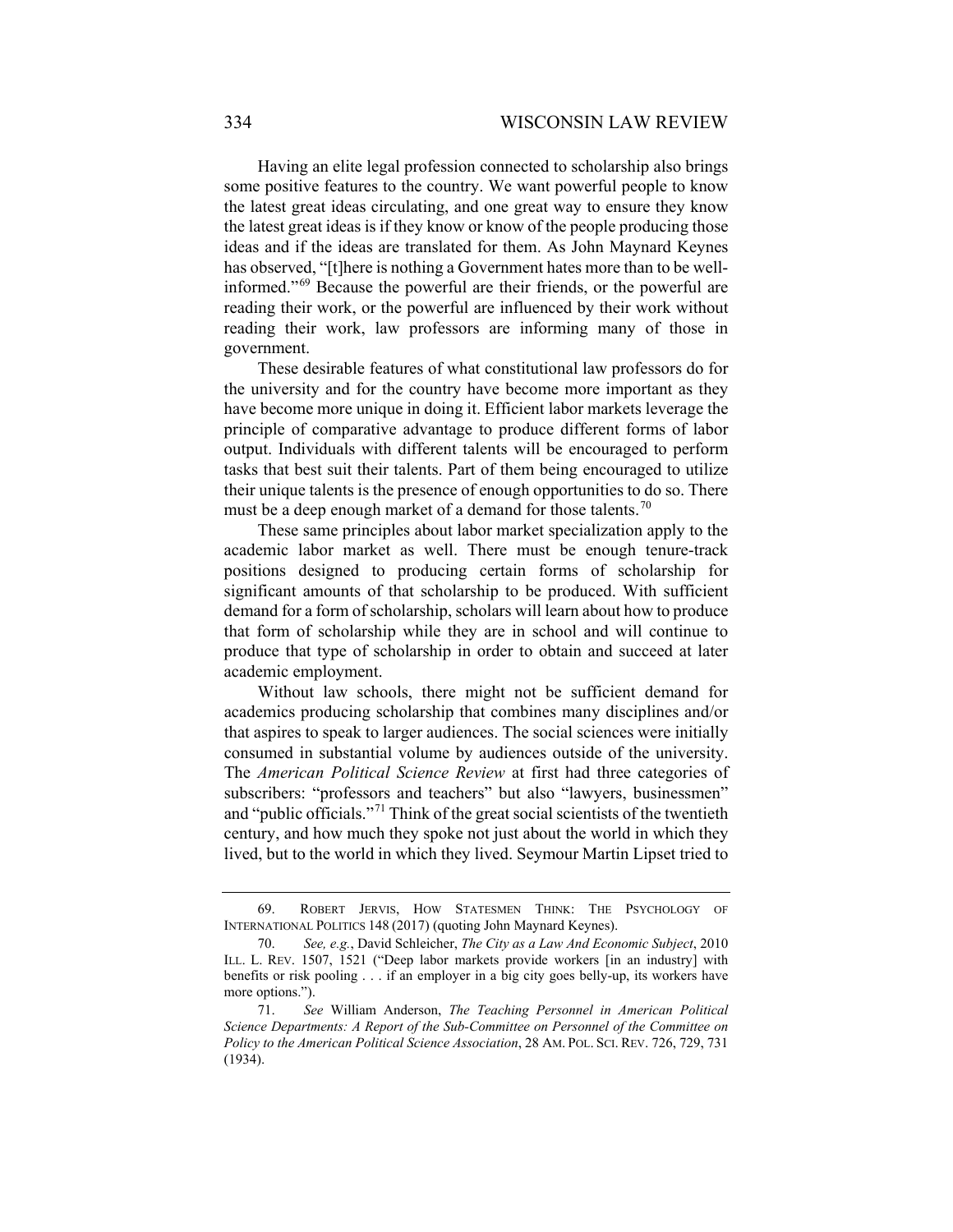Having an elite legal profession connected to scholarship also brings some positive features to the country. We want powerful people to know the latest great ideas circulating, and one great way to ensure they know the latest great ideas is if they know or know of the people producing those ideas and if the ideas are translated for them. As John Maynard Keynes has observed, "[t]here is nothing a Government hates more than to be well-informed."[69] Because the powerful are their friends, or the powerful are reading their work, or the powerful are influenced by their work without reading their work, law professors are informing many of those in government.

These desirable features of what constitutional law professors do for the university and for the country have become more important as they have become more unique in doing it. Efficient labor markets leverage the principle of comparative advantage to produce different forms of labor output. Individuals with different talents will be encouraged to perform tasks that best suit their talents. Part of them being encouraged to utilize their unique talents is the presence of enough opportunities to do so. There must be a deep enough market of a demand for those talents.[70]

These same principles about labor market specialization apply to the academic labor market as well. There must be enough tenure-track positions designed to producing certain forms of scholarship for significant amounts of that scholarship to be produced. With sufficient demand for a form of scholarship, scholars will learn about how to produce that form of scholarship while they are in school and will continue to produce that type of scholarship in order to obtain and succeed at later academic employment.

Without law schools, there might not be sufficient demand for academics producing scholarship that combines many disciplines and/or that aspires to speak to larger audiences. The social sciences were initially consumed in substantial volume by audiences outside of the university. The *American Political Science Review* at first had three categories of subscribers: "professors and teachers" but also "lawyers, businessmen" and "public officials."[71] Think of the great social scientists of the twentieth century, and how much they spoke not just about the world in which they lived, but to the world in which they lived. Seymour Martin Lipset tried to

---

69. ROBERT JERVIS, HOW STATESMEN THINK: THE PSYCHOLOGY OF INTERNATIONAL POLITICS 148 (2017) (quoting John Maynard Keynes).

70. *See, e.g.*, David Schleicher, *The City as a Law And Economic Subject*, 2010 ILL. L. REV. 1507, 1521 ("Deep labor markets provide workers [in an industry] with benefits or risk pooling . . . if an employer in a big city goes belly-up, its workers have more options.").

71. *See* William Anderson, *The Teaching Personnel in American Political Science Departments: A Report of the Sub-Committee on Personnel of the Committee on Policy to the American Political Science Association*, 28 AM. POL. SCI. REV. 726, 729, 731 (1934).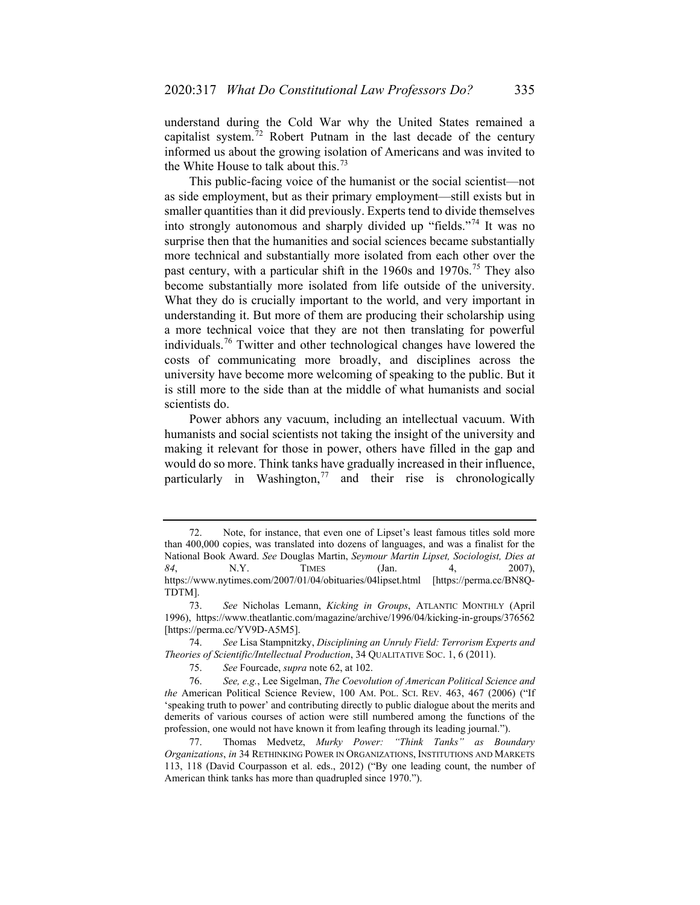understand during the Cold War why the United States remained a capitalist system.[72] Robert Putnam in the last decade of the century informed us about the growing isolation of Americans and was invited to the White House to talk about this.[73]

This public-facing voice of the humanist or the social scientist—not as side employment, but as their primary employment—still exists but in smaller quantities than it did previously. Experts tend to divide themselves into strongly autonomous and sharply divided up "fields."[74] It was no surprise then that the humanities and social sciences became substantially more technical and substantially more isolated from each other over the past century, with a particular shift in the 1960s and 1970s.[75] They also become substantially more isolated from life outside of the university. What they do is crucially important to the world, and very important in understanding it. But more of them are producing their scholarship using a more technical voice that they are not then translating for powerful individuals.[76] Twitter and other technological changes have lowered the costs of communicating more broadly, and disciplines across the university have become more welcoming of speaking to the public. But it is still more to the side than at the middle of what humanists and social scientists do.

Power abhors any vacuum, including an intellectual vacuum. With humanists and social scientists not taking the insight of the university and making it relevant for those in power, others have filled in the gap and would do so more. Think tanks have gradually increased in their influence, particularly in Washington,[77] and their rise is chronologically

---

72. Note, for instance, that even one of Lipset's least famous titles sold more than 400,000 copies, was translated into dozens of languages, and was a finalist for the National Book Award. *See* Douglas Martin, *Seymour Martin Lipset, Sociologist, Dies at 84*, N.Y. TIMES (Jan. 4, 2007), https://www.nytimes.com/2007/01/04/obituaries/04lipset.html [https://perma.cc/BN8Q-TDTM].

73. *See* Nicholas Lemann, *Kicking in Groups*, ATLANTIC MONTHLY (April 1996), https://www.theatlantic.com/magazine/archive/1996/04/kicking-in-groups/376562 [https://perma.cc/YV9D-A5M5].

74. *See* Lisa Stampnitzky, *Disciplining an Unruly Field: Terrorism Experts and Theories of Scientific/Intellectual Production*, 34 QUALITATIVE SOC. 1, 6 (2011).

75. *See* Fourcade, *supra* note 62, at 102.

76. *See, e.g.*, Lee Sigelman, *The Coevolution of American Political Science and the* American Political Science Review, 100 AM. POL. SCI. REV. 463, 467 (2006) ("If 'speaking truth to power' and contributing directly to public dialogue about the merits and demerits of various courses of action were still numbered among the functions of the profession, one would not have known it from leafing through its leading journal.").

77. Thomas Medvetz, *Murky Power: "Think Tanks" as Boundary Organizations*, *in* 34 RETHINKING POWER IN ORGANIZATIONS, INSTITUTIONS AND MARKETS 113, 118 (David Courpasson et al. eds., 2012) ("By one leading count, the number of American think tanks has more than quadrupled since 1970.").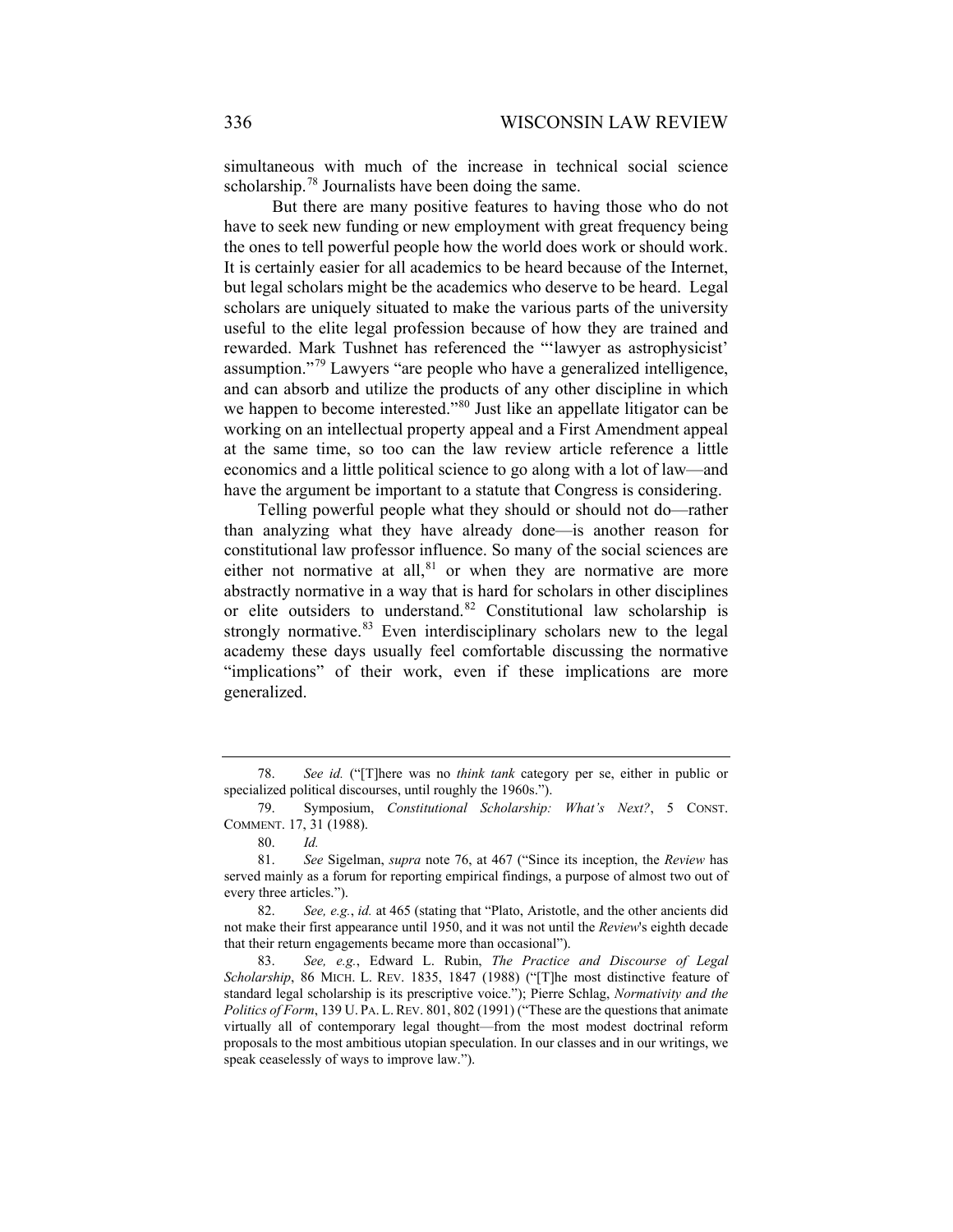simultaneous with much of the increase in technical social science scholarship.[78] Journalists have been doing the same.

But there are many positive features to having those who do not have to seek new funding or new employment with great frequency being the ones to tell powerful people how the world does work or should work. It is certainly easier for all academics to be heard because of the Internet, but legal scholars might be the academics who deserve to be heard. Legal scholars are uniquely situated to make the various parts of the university useful to the elite legal profession because of how they are trained and rewarded. Mark Tushnet has referenced the "'lawyer as astrophysicist' assumption."[79] Lawyers "are people who have a generalized intelligence, and can absorb and utilize the products of any other discipline in which we happen to become interested."[80] Just like an appellate litigator can be working on an intellectual property appeal and a First Amendment appeal at the same time, so too can the law review article reference a little economics and a little political science to go along with a lot of law—and have the argument be important to a statute that Congress is considering.

Telling powerful people what they should or should not do—rather than analyzing what they have already done—is another reason for constitutional law professor influence. So many of the social sciences are either not normative at all,[81] or when they are normative are more abstractly normative in a way that is hard for scholars in other disciplines or elite outsiders to understand.[82] Constitutional law scholarship is strongly normative.[83] Even interdisciplinary scholars new to the legal academy these days usually feel comfortable discussing the normative "implications" of their work, even if these implications are more generalized.

---

78. *See id.* ("[T]here was no *think tank* category per se, either in public or specialized political discourses, until roughly the 1960s.").

79. Symposium, *Constitutional Scholarship: What's Next?*, 5 CONST. COMMENT. 17, 31 (1988).

80. *Id.*

81. *See* Sigelman, *supra* note 76, at 467 ("Since its inception, the *Review* has served mainly as a forum for reporting empirical findings, a purpose of almost two out of every three articles.").

82. *See, e.g.*, *id.* at 465 (stating that "Plato, Aristotle, and the other ancients did not make their first appearance until 1950, and it was not until the *Review*'s eighth decade that their return engagements became more than occasional").

83. *See, e.g.*, Edward L. Rubin, *The Practice and Discourse of Legal Scholarship*, 86 MICH. L. REV. 1835, 1847 (1988) ("[T]he most distinctive feature of standard legal scholarship is its prescriptive voice."); Pierre Schlag, *Normativity and the Politics of Form*, 139 U. PA. L. REV. 801, 802 (1991) ("These are the questions that animate virtually all of contemporary legal thought—from the most modest doctrinal reform proposals to the most ambitious utopian speculation. In our classes and in our writings, we speak ceaselessly of ways to improve law.").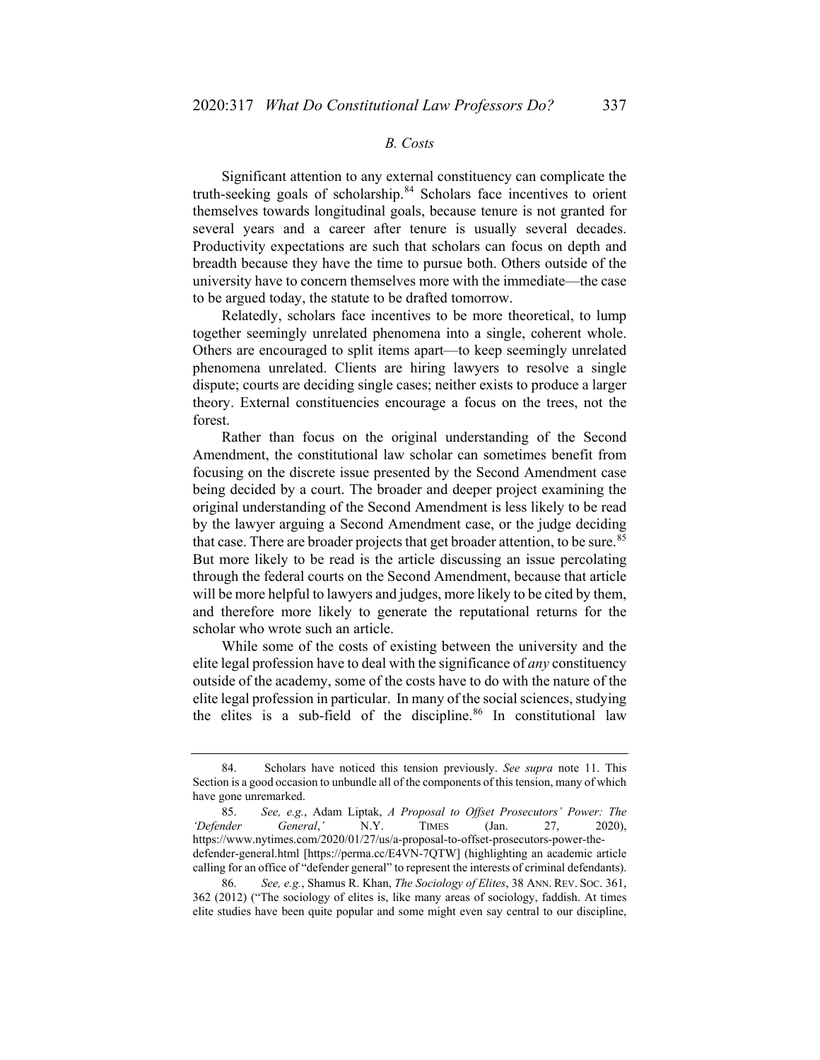### *B. Costs*

Significant attention to any external constituency can complicate the truth-seeking goals of scholarship.[84] Scholars face incentives to orient themselves towards longitudinal goals, because tenure is not granted for several years and a career after tenure is usually several decades. Productivity expectations are such that scholars can focus on depth and breadth because they have the time to pursue both. Others outside of the university have to concern themselves more with the immediate—the case to be argued today, the statute to be drafted tomorrow.

Relatedly, scholars face incentives to be more theoretical, to lump together seemingly unrelated phenomena into a single, coherent whole. Others are encouraged to split items apart—to keep seemingly unrelated phenomena unrelated. Clients are hiring lawyers to resolve a single dispute; courts are deciding single cases; neither exists to produce a larger theory. External constituencies encourage a focus on the trees, not the forest.

Rather than focus on the original understanding of the Second Amendment, the constitutional law scholar can sometimes benefit from focusing on the discrete issue presented by the Second Amendment case being decided by a court. The broader and deeper project examining the original understanding of the Second Amendment is less likely to be read by the lawyer arguing a Second Amendment case, or the judge deciding that case. There are broader projects that get broader attention, to be sure.[85] But more likely to be read is the article discussing an issue percolating through the federal courts on the Second Amendment, because that article will be more helpful to lawyers and judges, more likely to be cited by them, and therefore more likely to generate the reputational returns for the scholar who wrote such an article.

While some of the costs of existing between the university and the elite legal profession have to deal with the significance of *any* constituency outside of the academy, some of the costs have to do with the nature of the elite legal profession in particular. In many of the social sciences, studying the elites is a sub-field of the discipline.[86] In constitutional law

---

84. Scholars have noticed this tension previously. *See supra* note 11. This Section is a good occasion to unbundle all of the components of this tension, many of which have gone unremarked.

85. *See, e.g.*, Adam Liptak, *A Proposal to Offset Prosecutors' Power: The 'Defender General,'* N.Y. TIMES (Jan. 27, 2020), https://www.nytimes.com/2020/01/27/us/a-proposal-to-offset-prosecutors-power-the-defender-general.html [https://perma.cc/E4VN-7QTW] (highlighting an academic article calling for an office of "defender general" to represent the interests of criminal defendants).

86. *See, e.g.*, Shamus R. Khan, *The Sociology of Elites*, 38 ANN. REV. SOC. 361, 362 (2012) ("The sociology of elites is, like many areas of sociology, faddish. At times elite studies have been quite popular and some might even say central to our discipline,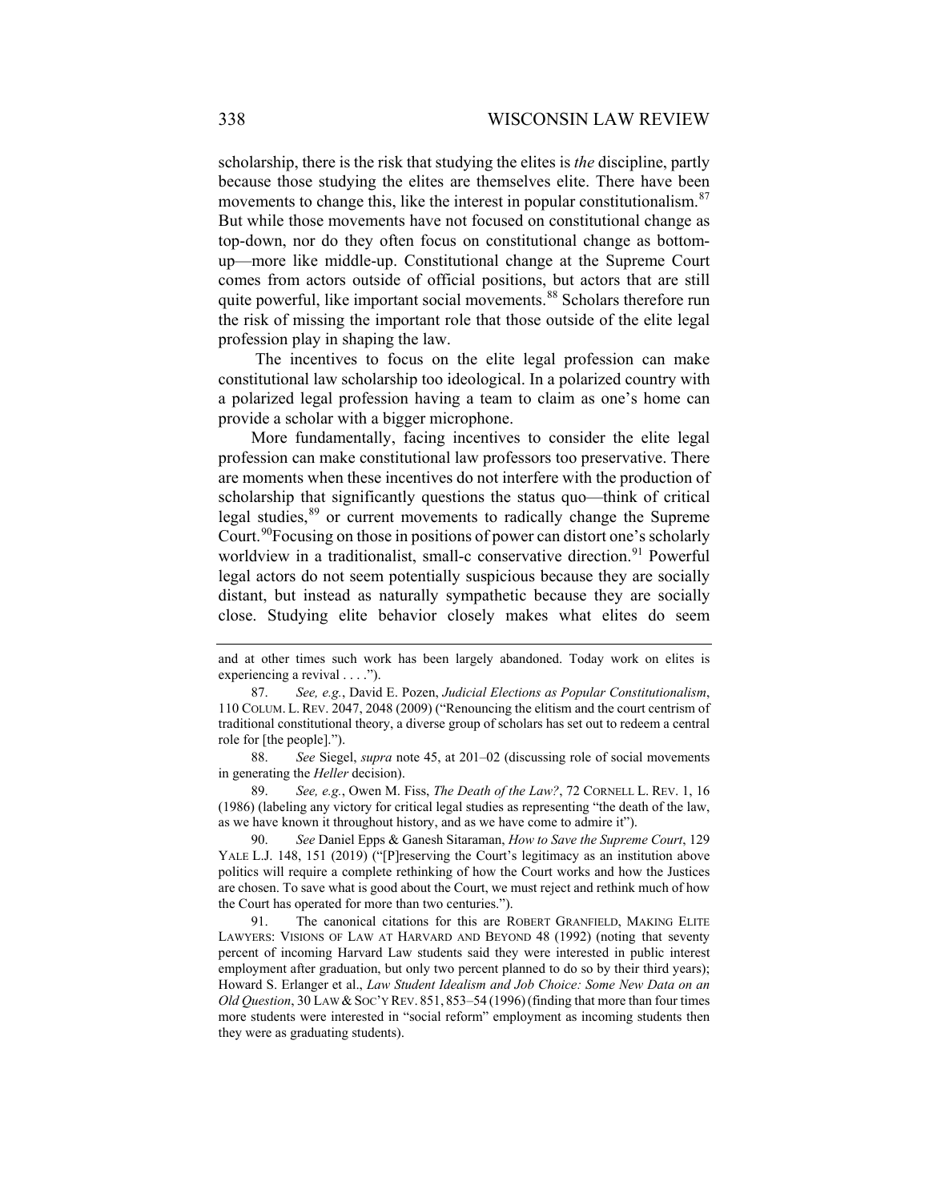scholarship, there is the risk that studying the elites is *the* discipline, partly because those studying the elites are themselves elite. There have been movements to change this, like the interest in popular constitutionalism.[87] But while those movements have not focused on constitutional change as top-down, nor do they often focus on constitutional change as bottom-up—more like middle-up. Constitutional change at the Supreme Court comes from actors outside of official positions, but actors that are still quite powerful, like important social movements.[88] Scholars therefore run the risk of missing the important role that those outside of the elite legal profession play in shaping the law.

The incentives to focus on the elite legal profession can make constitutional law scholarship too ideological. In a polarized country with a polarized legal profession having a team to claim as one's home can provide a scholar with a bigger microphone.

More fundamentally, facing incentives to consider the elite legal profession can make constitutional law professors too preservative. There are moments when these incentives do not interfere with the production of scholarship that significantly questions the status quo—think of critical legal studies,[89] or current movements to radically change the Supreme Court.[90]Focusing on those in positions of power can distort one's scholarly worldview in a traditionalist, small-c conservative direction.[91] Powerful legal actors do not seem potentially suspicious because they are socially distant, but instead as naturally sympathetic because they are socially close. Studying elite behavior closely makes what elites do seem

---

and at other times such work has been largely abandoned. Today work on elites is experiencing a revival . . . .").

87. *See, e.g.*, David E. Pozen, *Judicial Elections as Popular Constitutionalism*, 110 COLUM. L. REV. 2047, 2048 (2009) ("Renouncing the elitism and the court centrism of traditional constitutional theory, a diverse group of scholars has set out to redeem a central role for [the people].").

88. *See* Siegel, *supra* note 45, at 201–02 (discussing role of social movements in generating the *Heller* decision).

89. *See, e.g.*, Owen M. Fiss, *The Death of the Law?*, 72 CORNELL L. REV. 1, 16 (1986) (labeling any victory for critical legal studies as representing "the death of the law, as we have known it throughout history, and as we have come to admire it").

90. *See* Daniel Epps & Ganesh Sitaraman, *How to Save the Supreme Court*, 129 YALE L.J. 148, 151 (2019) ("[P]reserving the Court's legitimacy as an institution above politics will require a complete rethinking of how the Court works and how the Justices are chosen. To save what is good about the Court, we must reject and rethink much of how the Court has operated for more than two centuries.").

91. The canonical citations for this are ROBERT GRANFIELD, MAKING ELITE LAWYERS: VISIONS OF LAW AT HARVARD AND BEYOND 48 (1992) (noting that seventy percent of incoming Harvard Law students said they were interested in public interest employment after graduation, but only two percent planned to do so by their third years); Howard S. Erlanger et al., *Law Student Idealism and Job Choice: Some New Data on an Old Question*, 30 LAW & SOC'Y REV. 851, 853–54 (1996) (finding that more than four times more students were interested in "social reform" employment as incoming students then they were as graduating students).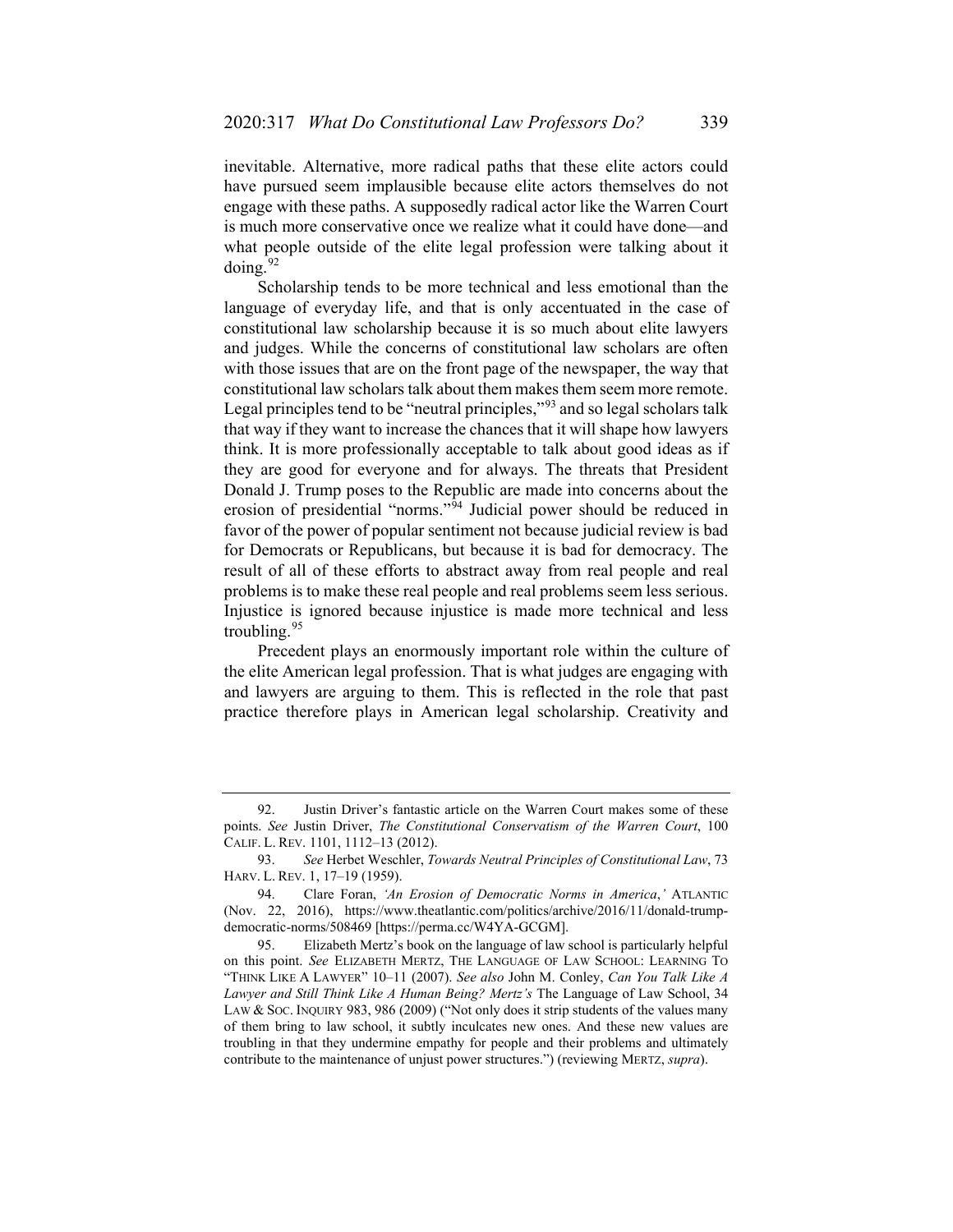inevitable. Alternative, more radical paths that these elite actors could have pursued seem implausible because elite actors themselves do not engage with these paths. A supposedly radical actor like the Warren Court is much more conservative once we realize what it could have done—and what people outside of the elite legal profession were talking about it doing.[92]

Scholarship tends to be more technical and less emotional than the language of everyday life, and that is only accentuated in the case of constitutional law scholarship because it is so much about elite lawyers and judges. While the concerns of constitutional law scholars are often with those issues that are on the front page of the newspaper, the way that constitutional law scholars talk about them makes them seem more remote. Legal principles tend to be "neutral principles,"[93] and so legal scholars talk that way if they want to increase the chances that it will shape how lawyers think. It is more professionally acceptable to talk about good ideas as if they are good for everyone and for always. The threats that President Donald J. Trump poses to the Republic are made into concerns about the erosion of presidential "norms."[94] Judicial power should be reduced in favor of the power of popular sentiment not because judicial review is bad for Democrats or Republicans, but because it is bad for democracy. The result of all of these efforts to abstract away from real people and real problems is to make these real people and real problems seem less serious. Injustice is ignored because injustice is made more technical and less troubling.[95]

Precedent plays an enormously important role within the culture of the elite American legal profession. That is what judges are engaging with and lawyers are arguing to them. This is reflected in the role that past practice therefore plays in American legal scholarship. Creativity and

---

92. Justin Driver's fantastic article on the Warren Court makes some of these points. *See* Justin Driver, *The Constitutional Conservatism of the Warren Court*, 100 CALIF. L. REV. 1101, 1112–13 (2012).

93. *See* Herbet Weschler, *Towards Neutral Principles of Constitutional Law*, 73 HARV. L. REV. 1, 17–19 (1959).

94. Clare Foran, *'An Erosion of Democratic Norms in America*,*'* ATLANTIC (Nov. 22, 2016), https://www.theatlantic.com/politics/archive/2016/11/donald-trump-democratic-norms/508469 [https://perma.cc/W4YA-GCGM].

95. Elizabeth Mertz's book on the language of law school is particularly helpful on this point. *See* ELIZABETH MERTZ, THE LANGUAGE OF LAW SCHOOL: LEARNING TO "THINK LIKE A LAWYER" 10–11 (2007). *See also* John M. Conley, *Can You Talk Like A Lawyer and Still Think Like A Human Being? Mertz's* The Language of Law School, 34 LAW & SOC. INQUIRY 983, 986 (2009) ("Not only does it strip students of the values many of them bring to law school, it subtly inculcates new ones. And these new values are troubling in that they undermine empathy for people and their problems and ultimately contribute to the maintenance of unjust power structures.") (reviewing MERTZ, *supra*).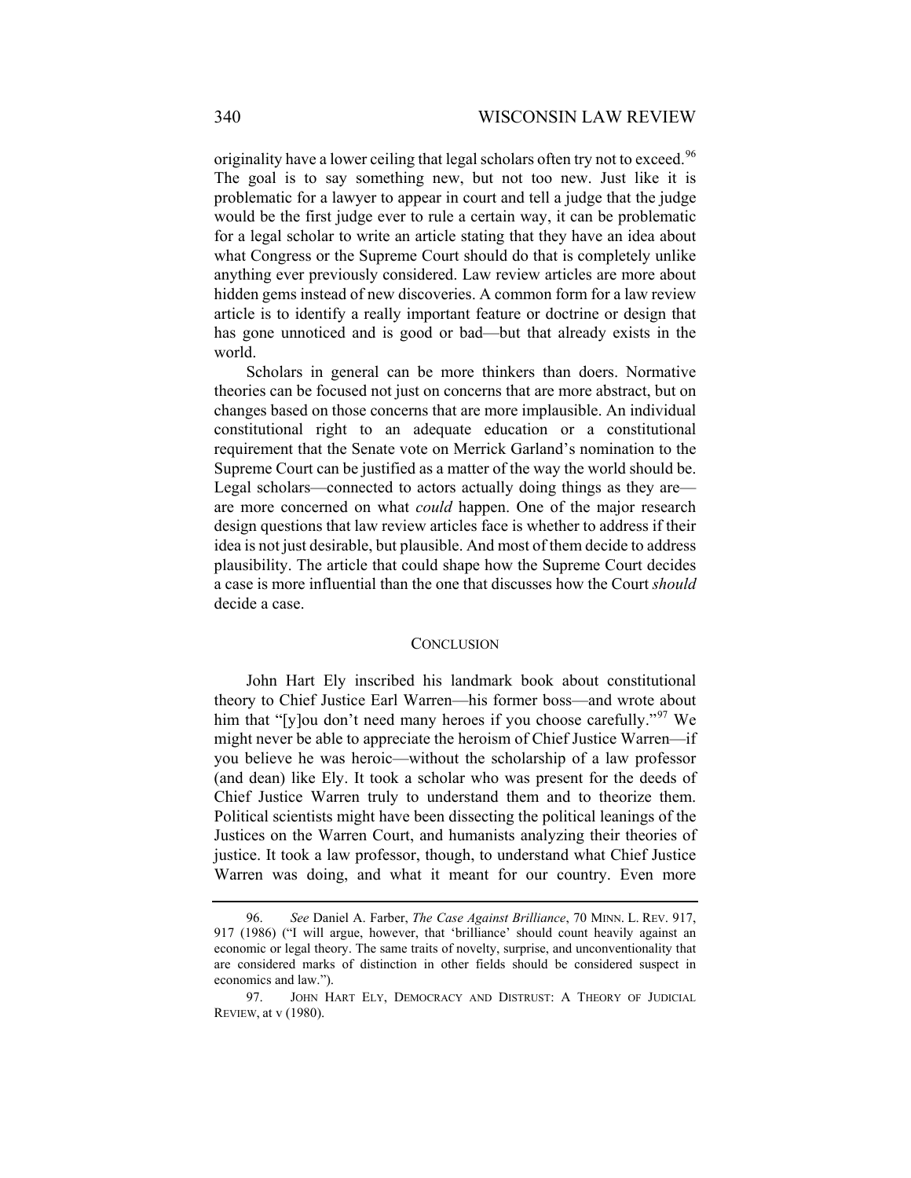originality have a lower ceiling that legal scholars often try not to exceed.[96] The goal is to say something new, but not too new. Just like it is problematic for a lawyer to appear in court and tell a judge that the judge would be the first judge ever to rule a certain way, it can be problematic for a legal scholar to write an article stating that they have an idea about what Congress or the Supreme Court should do that is completely unlike anything ever previously considered. Law review articles are more about hidden gems instead of new discoveries. A common form for a law review article is to identify a really important feature or doctrine or design that has gone unnoticed and is good or bad—but that already exists in the world.

Scholars in general can be more thinkers than doers. Normative theories can be focused not just on concerns that are more abstract, but on changes based on those concerns that are more implausible. An individual constitutional right to an adequate education or a constitutional requirement that the Senate vote on Merrick Garland's nomination to the Supreme Court can be justified as a matter of the way the world should be. Legal scholars—connected to actors actually doing things as they are—are more concerned on what *could* happen. One of the major research design questions that law review articles face is whether to address if their idea is not just desirable, but plausible. And most of them decide to address plausibility. The article that could shape how the Supreme Court decides a case is more influential than the one that discusses how the Court *should* decide a case.

## CONCLUSION

John Hart Ely inscribed his landmark book about constitutional theory to Chief Justice Earl Warren—his former boss—and wrote about him that "[y]ou don't need many heroes if you choose carefully."[97] We might never be able to appreciate the heroism of Chief Justice Warren—if you believe he was heroic—without the scholarship of a law professor (and dean) like Ely. It took a scholar who was present for the deeds of Chief Justice Warren truly to understand them and to theorize them. Political scientists might have been dissecting the political leanings of the Justices on the Warren Court, and humanists analyzing their theories of justice. It took a law professor, though, to understand what Chief Justice Warren was doing, and what it meant for our country. Even more

---

96. *See* Daniel A. Farber, *The Case Against Brilliance*, 70 MINN. L. REV. 917, 917 (1986) ("I will argue, however, that 'brilliance' should count heavily against an economic or legal theory. The same traits of novelty, surprise, and unconventionality that are considered marks of distinction in other fields should be considered suspect in economics and law.").

97. JOHN HART ELY, DEMOCRACY AND DISTRUST: A THEORY OF JUDICIAL REVIEW, at v (1980).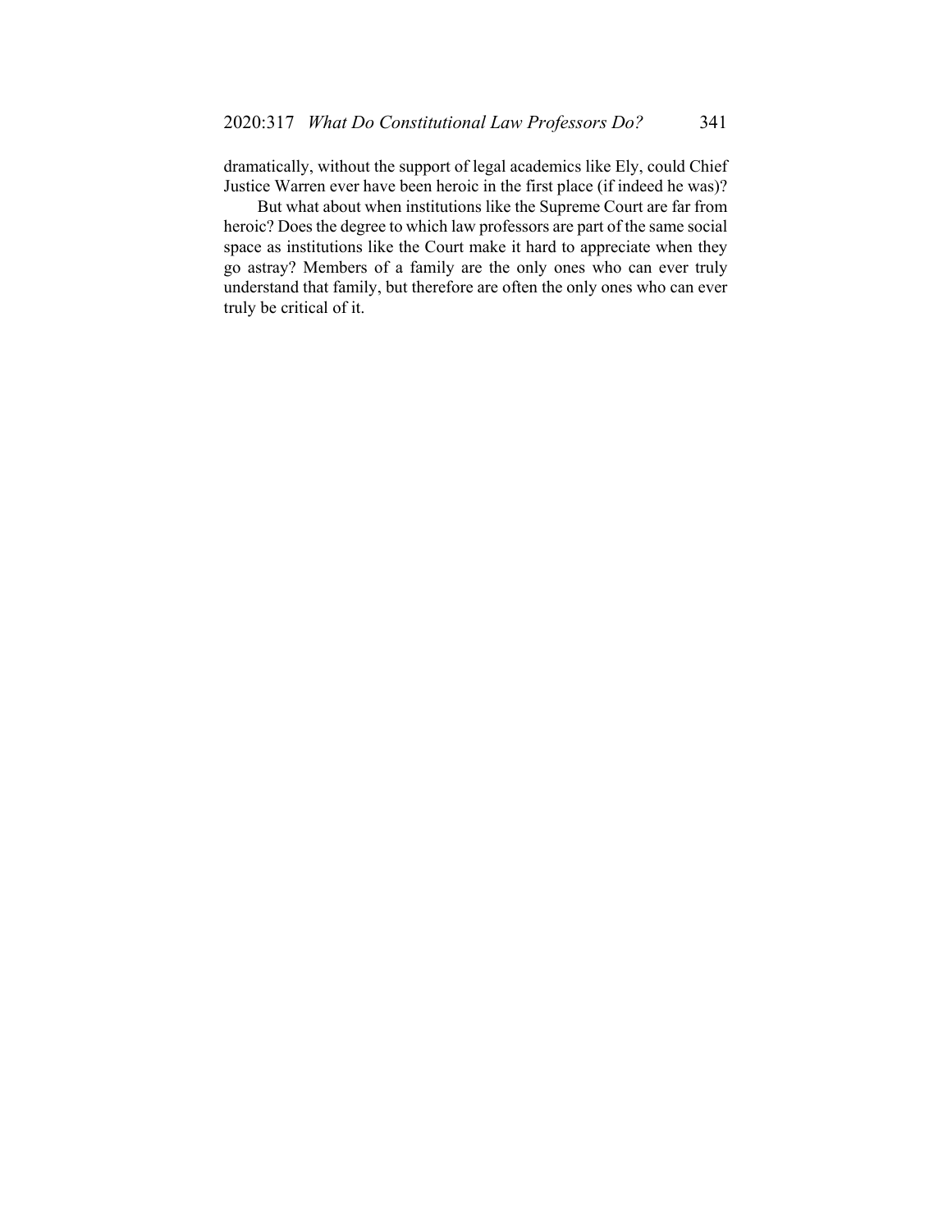dramatically, without the support of legal academics like Ely, could Chief Justice Warren ever have been heroic in the first place (if indeed he was)?

But what about when institutions like the Supreme Court are far from heroic? Does the degree to which law professors are part of the same social space as institutions like the Court make it hard to appreciate when they go astray? Members of a family are the only ones who can ever truly understand that family, but therefore are often the only ones who can ever truly be critical of it.